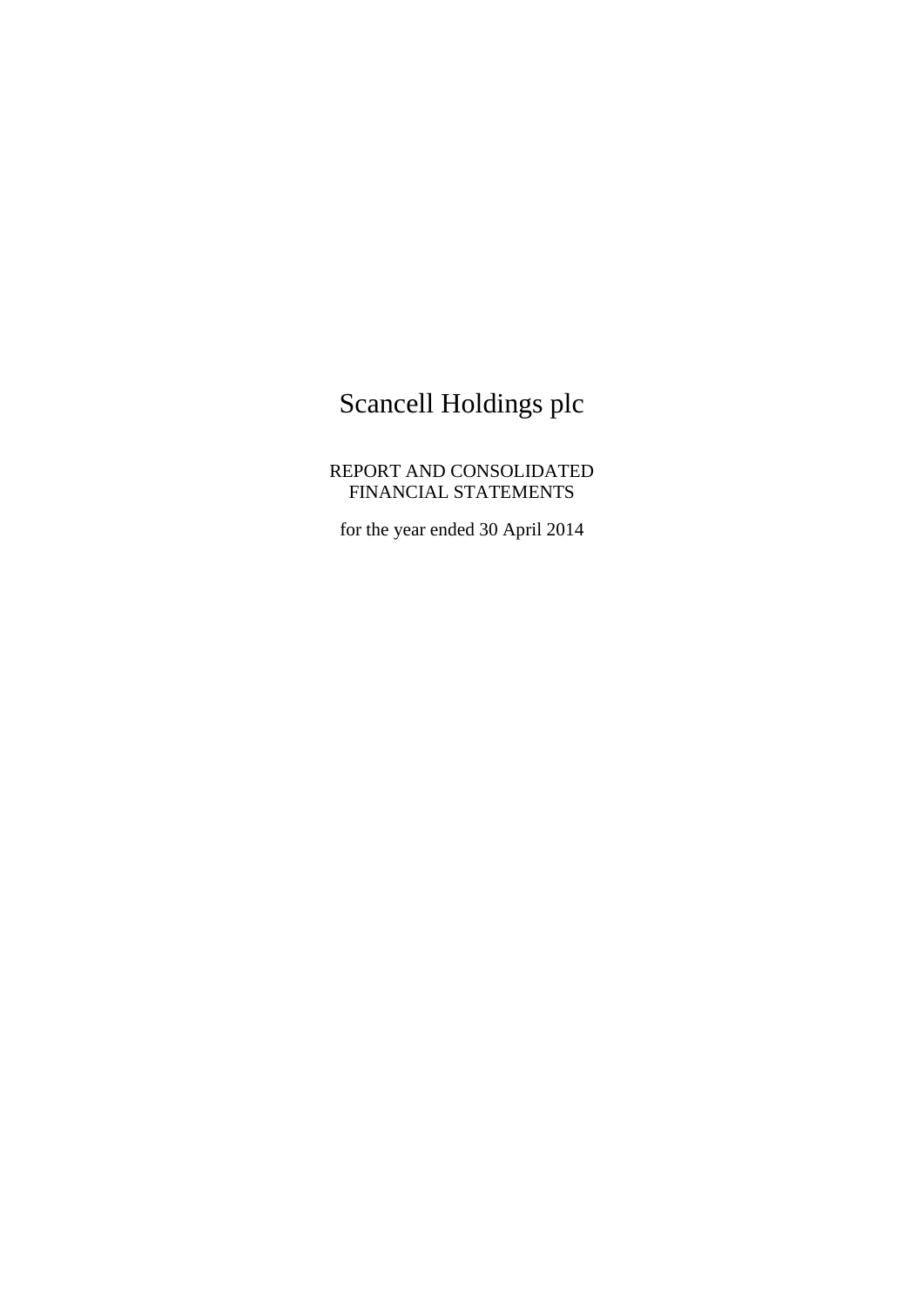# Scancell Holdings plc

REPORT AND CONSOLIDATED
FINANCIAL STATEMENTS

for the year ended 30 April 2014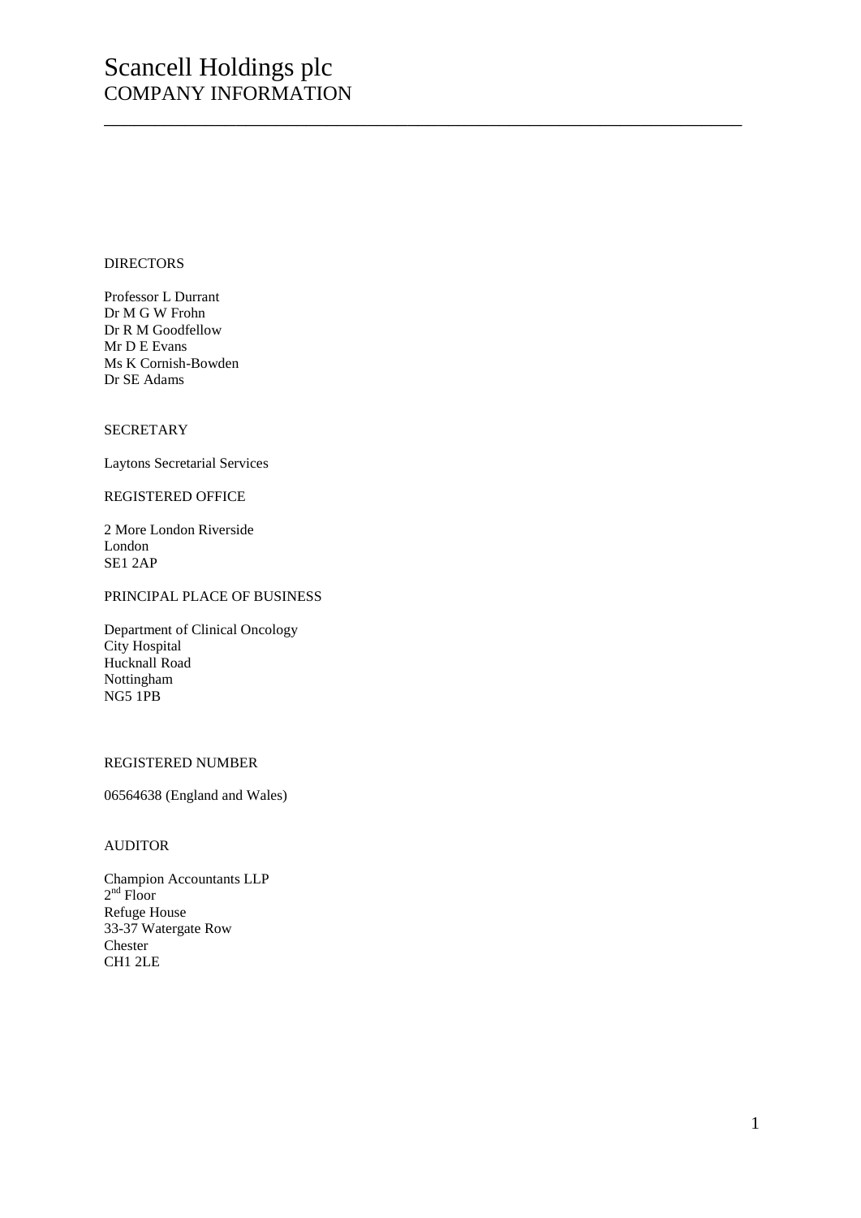# Scancell Holdings plc
## COMPANY INFORMATION

---

DIRECTORS

Professor L Durrant
Dr M G W Frohn
Dr R M Goodfellow
Mr D E Evans
Ms K Cornish-Bowden
Dr SE Adams

SECRETARY

Laytons Secretarial Services

REGISTERED OFFICE

2 More London Riverside
London
SE1 2AP

PRINCIPAL PLACE OF BUSINESS

Department of Clinical Oncology
City Hospital
Hucknall Road
Nottingham
NG5 1PB

REGISTERED NUMBER

06564638 (England and Wales)

AUDITOR

Champion Accountants LLP
2nd Floor
Refuge House
33-37 Watergate Row
Chester
CH1 2LE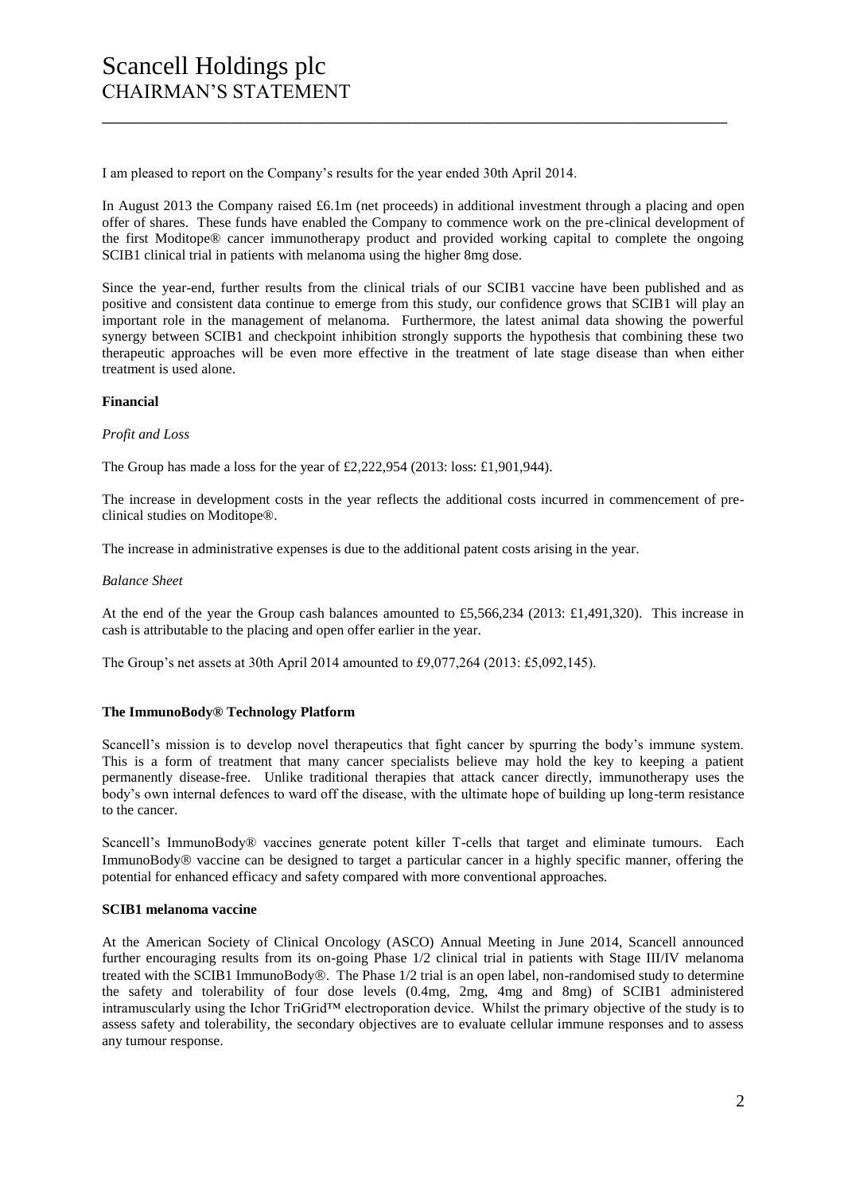# Scancell Holdings plc
## CHAIRMAN'S STATEMENT

I am pleased to report on the Company's results for the year ended 30th April 2014.

In August 2013 the Company raised £6.1m (net proceeds) in additional investment through a placing and open offer of shares. These funds have enabled the Company to commence work on the pre-clinical development of the first Moditope® cancer immunotherapy product and provided working capital to complete the ongoing SCIB1 clinical trial in patients with melanoma using the higher 8mg dose.

Since the year-end, further results from the clinical trials of our SCIB1 vaccine have been published and as positive and consistent data continue to emerge from this study, our confidence grows that SCIB1 will play an important role in the management of melanoma. Furthermore, the latest animal data showing the powerful synergy between SCIB1 and checkpoint inhibition strongly supports the hypothesis that combining these two therapeutic approaches will be even more effective in the treatment of late stage disease than when either treatment is used alone.

**Financial**

*Profit and Loss*

The Group has made a loss for the year of £2,222,954 (2013: loss: £1,901,944).

The increase in development costs in the year reflects the additional costs incurred in commencement of pre-clinical studies on Moditope®.

The increase in administrative expenses is due to the additional patent costs arising in the year.

*Balance Sheet*

At the end of the year the Group cash balances amounted to £5,566,234 (2013: £1,491,320). This increase in cash is attributable to the placing and open offer earlier in the year.

The Group's net assets at 30th April 2014 amounted to £9,077,264 (2013: £5,092,145).

**The ImmunoBody® Technology Platform**

Scancell's mission is to develop novel therapeutics that fight cancer by spurring the body's immune system. This is a form of treatment that many cancer specialists believe may hold the key to keeping a patient permanently disease-free. Unlike traditional therapies that attack cancer directly, immunotherapy uses the body's own internal defences to ward off the disease, with the ultimate hope of building up long-term resistance to the cancer.

Scancell's ImmunoBody® vaccines generate potent killer T-cells that target and eliminate tumours. Each ImmunoBody® vaccine can be designed to target a particular cancer in a highly specific manner, offering the potential for enhanced efficacy and safety compared with more conventional approaches.

**SCIB1 melanoma vaccine**

At the American Society of Clinical Oncology (ASCO) Annual Meeting in June 2014, Scancell announced further encouraging results from its on-going Phase 1/2 clinical trial in patients with Stage III/IV melanoma treated with the SCIB1 ImmunoBody®. The Phase 1/2 trial is an open label, non-randomised study to determine the safety and tolerability of four dose levels (0.4mg, 2mg, 4mg and 8mg) of SCIB1 administered intramuscularly using the Ichor TriGrid™ electroporation device. Whilst the primary objective of the study is to assess safety and tolerability, the secondary objectives are to evaluate cellular immune responses and to assess any tumour response.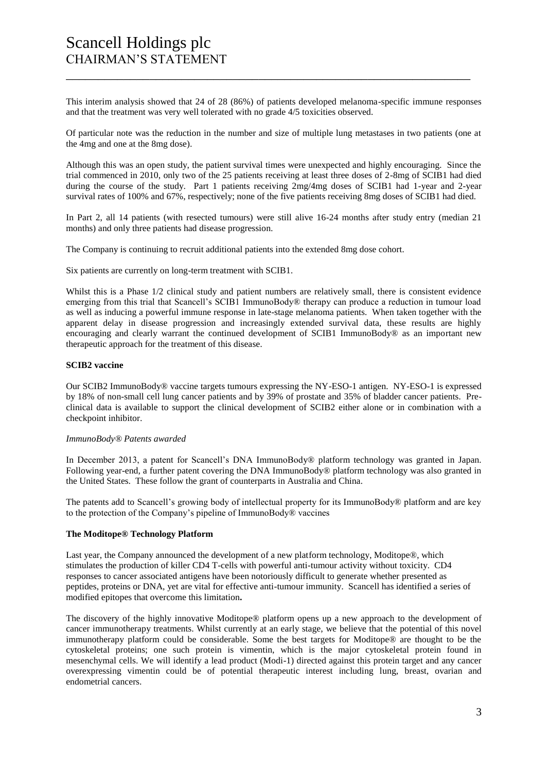This interim analysis showed that 24 of 28 (86%) of patients developed melanoma-specific immune responses and that the treatment was very well tolerated with no grade 4/5 toxicities observed.

Of particular note was the reduction in the number and size of multiple lung metastases in two patients (one at the 4mg and one at the 8mg dose).

Although this was an open study, the patient survival times were unexpected and highly encouraging. Since the trial commenced in 2010, only two of the 25 patients receiving at least three doses of 2-8mg of SCIB1 had died during the course of the study. Part 1 patients receiving 2mg/4mg doses of SCIB1 had 1-year and 2-year survival rates of 100% and 67%, respectively; none of the five patients receiving 8mg doses of SCIB1 had died.

In Part 2, all 14 patients (with resected tumours) were still alive 16-24 months after study entry (median 21 months) and only three patients had disease progression.

The Company is continuing to recruit additional patients into the extended 8mg dose cohort.

Six patients are currently on long-term treatment with SCIB1.

Whilst this is a Phase 1/2 clinical study and patient numbers are relatively small, there is consistent evidence emerging from this trial that Scancell's SCIB1 ImmunoBody® therapy can produce a reduction in tumour load as well as inducing a powerful immune response in late-stage melanoma patients. When taken together with the apparent delay in disease progression and increasingly extended survival data, these results are highly encouraging and clearly warrant the continued development of SCIB1 ImmunoBody® as an important new therapeutic approach for the treatment of this disease.

**SCIB2 vaccine**

Our SCIB2 ImmunoBody® vaccine targets tumours expressing the NY-ESO-1 antigen. NY-ESO-1 is expressed by 18% of non-small cell lung cancer patients and by 39% of prostate and 35% of bladder cancer patients. Pre-clinical data is available to support the clinical development of SCIB2 either alone or in combination with a checkpoint inhibitor.

*ImmunoBody® Patents awarded*

In December 2013, a patent for Scancell's DNA ImmunoBody® platform technology was granted in Japan. Following year-end, a further patent covering the DNA ImmunoBody® platform technology was also granted in the United States. These follow the grant of counterparts in Australia and China.

The patents add to Scancell's growing body of intellectual property for its ImmunoBody® platform and are key to the protection of the Company's pipeline of ImmunoBody® vaccines

**The Moditope® Technology Platform**

Last year, the Company announced the development of a new platform technology, Moditope®, which stimulates the production of killer CD4 T-cells with powerful anti-tumour activity without toxicity. CD4 responses to cancer associated antigens have been notoriously difficult to generate whether presented as peptides, proteins or DNA, yet are vital for effective anti-tumour immunity. Scancell has identified a series of modified epitopes that overcome this limitation**.**

The discovery of the highly innovative Moditope® platform opens up a new approach to the development of cancer immunotherapy treatments. Whilst currently at an early stage, we believe that the potential of this novel immunotherapy platform could be considerable. Some the best targets for Moditope® are thought to be the cytoskeletal proteins; one such protein is vimentin, which is the major cytoskeletal protein found in mesenchymal cells. We will identify a lead product (Modi-1) directed against this protein target and any cancer overexpressing vimentin could be of potential therapeutic interest including lung, breast, ovarian and endometrial cancers.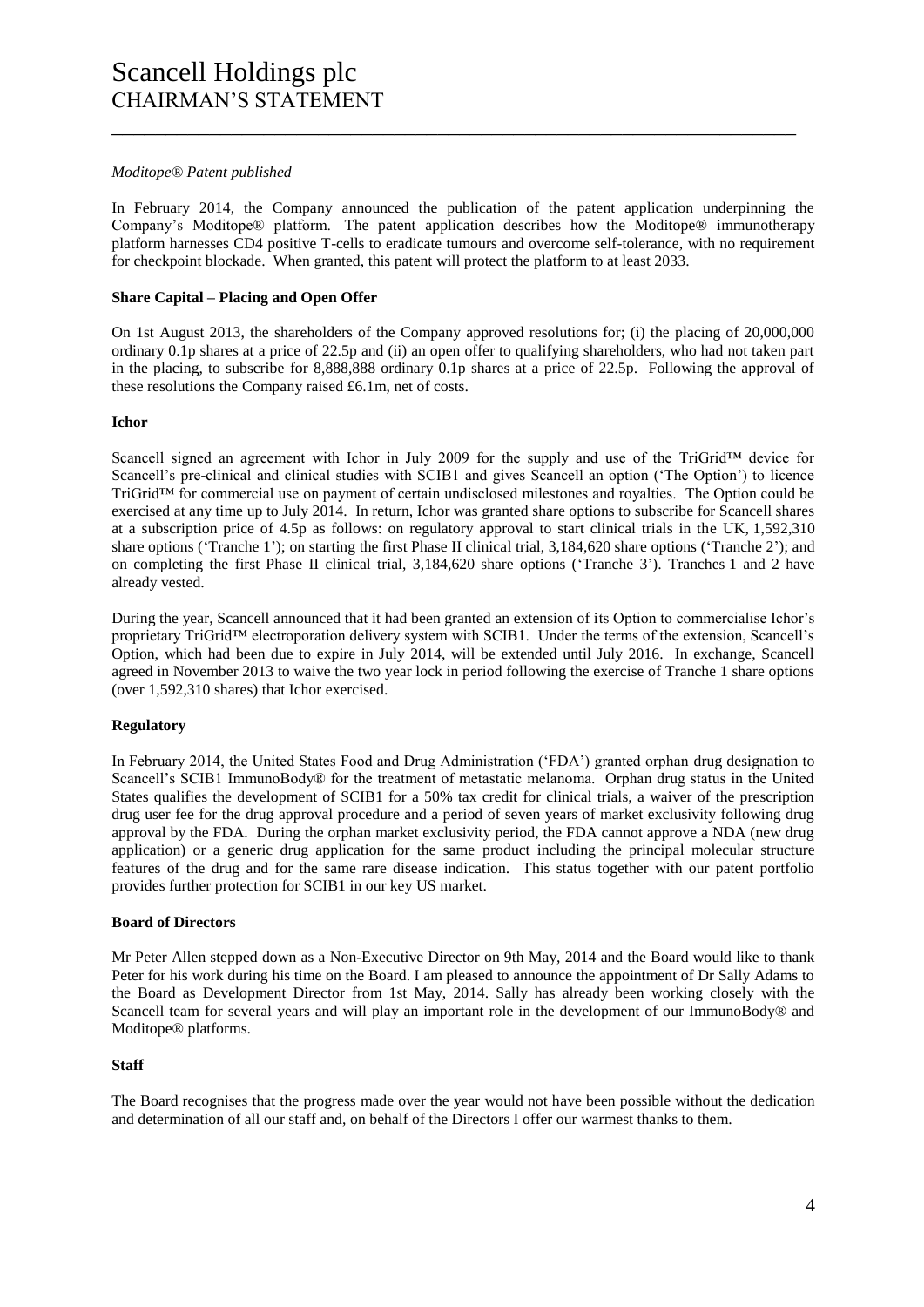*Moditope® Patent published*

In February 2014, the Company announced the publication of the patent application underpinning the Company's Moditope® platform. The patent application describes how the Moditope® immunotherapy platform harnesses CD4 positive T-cells to eradicate tumours and overcome self-tolerance, with no requirement for checkpoint blockade. When granted, this patent will protect the platform to at least 2033.

**Share Capital – Placing and Open Offer**

On 1st August 2013, the shareholders of the Company approved resolutions for; (i) the placing of 20,000,000 ordinary 0.1p shares at a price of 22.5p and (ii) an open offer to qualifying shareholders, who had not taken part in the placing, to subscribe for 8,888,888 ordinary 0.1p shares at a price of 22.5p. Following the approval of these resolutions the Company raised £6.1m, net of costs.

**Ichor**

Scancell signed an agreement with Ichor in July 2009 for the supply and use of the TriGrid™ device for Scancell's pre-clinical and clinical studies with SCIB1 and gives Scancell an option ('The Option') to licence TriGrid™ for commercial use on payment of certain undisclosed milestones and royalties. The Option could be exercised at any time up to July 2014. In return, Ichor was granted share options to subscribe for Scancell shares at a subscription price of 4.5p as follows: on regulatory approval to start clinical trials in the UK, 1,592,310 share options ('Tranche 1'); on starting the first Phase II clinical trial, 3,184,620 share options ('Tranche 2'); and on completing the first Phase II clinical trial, 3,184,620 share options ('Tranche 3'). Tranches 1 and 2 have already vested.

During the year, Scancell announced that it had been granted an extension of its Option to commercialise Ichor's proprietary TriGrid™ electroporation delivery system with SCIB1. Under the terms of the extension, Scancell's Option, which had been due to expire in July 2014, will be extended until July 2016. In exchange, Scancell agreed in November 2013 to waive the two year lock in period following the exercise of Tranche 1 share options (over 1,592,310 shares) that Ichor exercised.

**Regulatory**

In February 2014, the United States Food and Drug Administration ('FDA') granted orphan drug designation to Scancell's SCIB1 ImmunoBody® for the treatment of metastatic melanoma. Orphan drug status in the United States qualifies the development of SCIB1 for a 50% tax credit for clinical trials, a waiver of the prescription drug user fee for the drug approval procedure and a period of seven years of market exclusivity following drug approval by the FDA. During the orphan market exclusivity period, the FDA cannot approve a NDA (new drug application) or a generic drug application for the same product including the principal molecular structure features of the drug and for the same rare disease indication. This status together with our patent portfolio provides further protection for SCIB1 in our key US market.

**Board of Directors**

Mr Peter Allen stepped down as a Non-Executive Director on 9th May, 2014 and the Board would like to thank Peter for his work during his time on the Board. I am pleased to announce the appointment of Dr Sally Adams to the Board as Development Director from 1st May, 2014. Sally has already been working closely with the Scancell team for several years and will play an important role in the development of our ImmunoBody® and Moditope® platforms.

**Staff**

The Board recognises that the progress made over the year would not have been possible without the dedication and determination of all our staff and, on behalf of the Directors I offer our warmest thanks to them.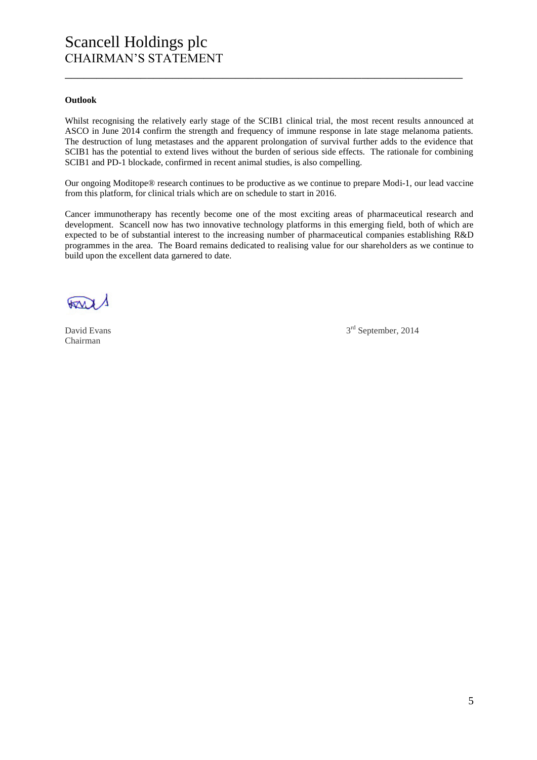**Outlook**

Whilst recognising the relatively early stage of the SCIB1 clinical trial, the most recent results announced at ASCO in June 2014 confirm the strength and frequency of immune response in late stage melanoma patients. The destruction of lung metastases and the apparent prolongation of survival further adds to the evidence that SCIB1 has the potential to extend lives without the burden of serious side effects. The rationale for combining SCIB1 and PD-1 blockade, confirmed in recent animal studies, is also compelling.

Our ongoing Moditope® research continues to be productive as we continue to prepare Modi-1, our lead vaccine from this platform, for clinical trials which are on schedule to start in 2016.

Cancer immunotherapy has recently become one of the most exciting areas of pharmaceutical research and development. Scancell now has two innovative technology platforms in this emerging field, both of which are expected to be of substantial interest to the increasing number of pharmaceutical companies establishing R&D programmes in the area. The Board remains dedicated to realising value for our shareholders as we continue to build upon the excellent data garnered to date.

David Evans
Chairman

3rd September, 2014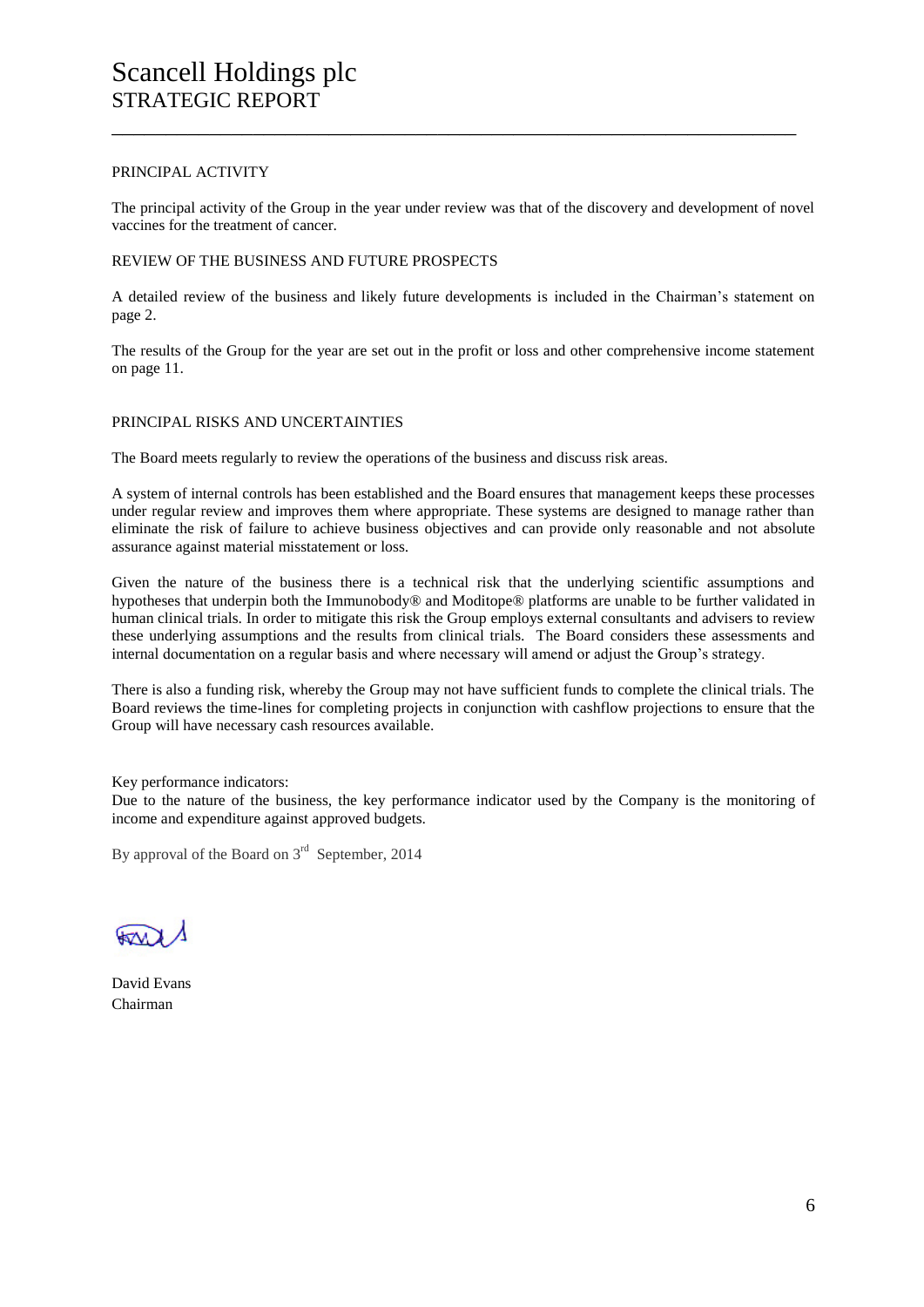# Scancell Holdings plc
## STRATEGIC REPORT

---

PRINCIPAL ACTIVITY

The principal activity of the Group in the year under review was that of the discovery and development of novel vaccines for the treatment of cancer.

REVIEW OF THE BUSINESS AND FUTURE PROSPECTS

A detailed review of the business and likely future developments is included in the Chairman's statement on page 2.

The results of the Group for the year are set out in the profit or loss and other comprehensive income statement on page 11.

PRINCIPAL RISKS AND UNCERTAINTIES

The Board meets regularly to review the operations of the business and discuss risk areas.

A system of internal controls has been established and the Board ensures that management keeps these processes under regular review and improves them where appropriate. These systems are designed to manage rather than eliminate the risk of failure to achieve business objectives and can provide only reasonable and not absolute assurance against material misstatement or loss.

Given the nature of the business there is a technical risk that the underlying scientific assumptions and hypotheses that underpin both the Immunobody® and Moditope® platforms are unable to be further validated in human clinical trials. In order to mitigate this risk the Group employs external consultants and advisers to review these underlying assumptions and the results from clinical trials. The Board considers these assessments and internal documentation on a regular basis and where necessary will amend or adjust the Group's strategy.

There is also a funding risk, whereby the Group may not have sufficient funds to complete the clinical trials. The Board reviews the time-lines for completing projects in conjunction with cashflow projections to ensure that the Group will have necessary cash resources available.

Key performance indicators:
Due to the nature of the business, the key performance indicator used by the Company is the monitoring of income and expenditure against approved budgets.

By approval of the Board on 3rd September, 2014

David Evans
Chairman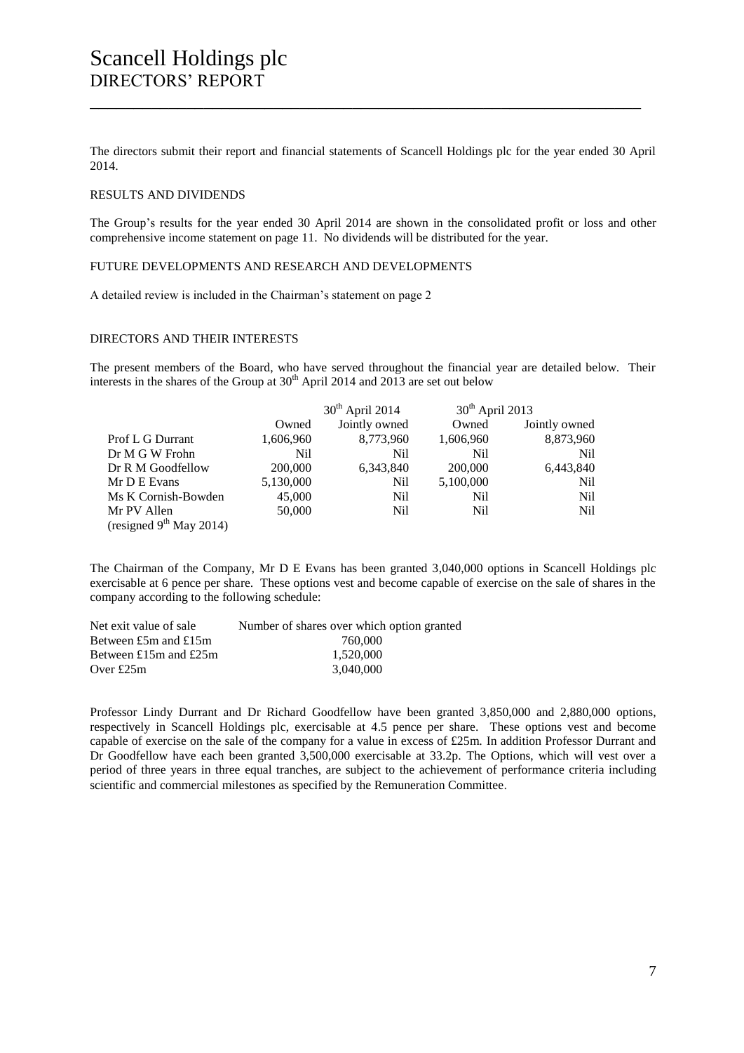# Scancell Holdings plc
## DIRECTORS' REPORT

The directors submit their report and financial statements of Scancell Holdings plc for the year ended 30 April 2014.

### RESULTS AND DIVIDENDS

The Group's results for the year ended 30 April 2014 are shown in the consolidated profit or loss and other comprehensive income statement on page 11. No dividends will be distributed for the year.

### FUTURE DEVELOPMENTS AND RESEARCH AND DEVELOPMENTS

A detailed review is included in the Chairman's statement on page 2

### DIRECTORS AND THEIR INTERESTS

The present members of the Board, who have served throughout the financial year are detailed below. Their interests in the shares of the Group at 30th April 2014 and 2013 are set out below

| | 30th April 2014 | | 30th April 2013 | |
|---|---|---|---|---|
| | Owned | Jointly owned | Owned | Jointly owned |
| Prof L G Durrant | 1,606,960 | 8,773,960 | 1,606,960 | 8,873,960 |
| Dr M G W Frohn | Nil | Nil | Nil | Nil |
| Dr R M Goodfellow | 200,000 | 6,343,840 | 200,000 | 6,443,840 |
| Mr D E Evans | 5,130,000 | Nil | 5,100,000 | Nil |
| Ms K Cornish-Bowden | 45,000 | Nil | Nil | Nil |
| Mr PV Allen (resigned 9th May 2014) | 50,000 | Nil | Nil | Nil |

The Chairman of the Company, Mr D E Evans has been granted 3,040,000 options in Scancell Holdings plc exercisable at 6 pence per share. These options vest and become capable of exercise on the sale of shares in the company according to the following schedule:

| Net exit value of sale | Number of shares over which option granted |
|---|---|
| Between £5m and £15m | 760,000 |
| Between £15m and £25m | 1,520,000 |
| Over £25m | 3,040,000 |

Professor Lindy Durrant and Dr Richard Goodfellow have been granted 3,850,000 and 2,880,000 options, respectively in Scancell Holdings plc, exercisable at 4.5 pence per share. These options vest and become capable of exercise on the sale of the company for a value in excess of £25m. In addition Professor Durrant and Dr Goodfellow have each been granted 3,500,000 exercisable at 33.2p. The Options, which will vest over a period of three years in three equal tranches, are subject to the achievement of performance criteria including scientific and commercial milestones as specified by the Remuneration Committee.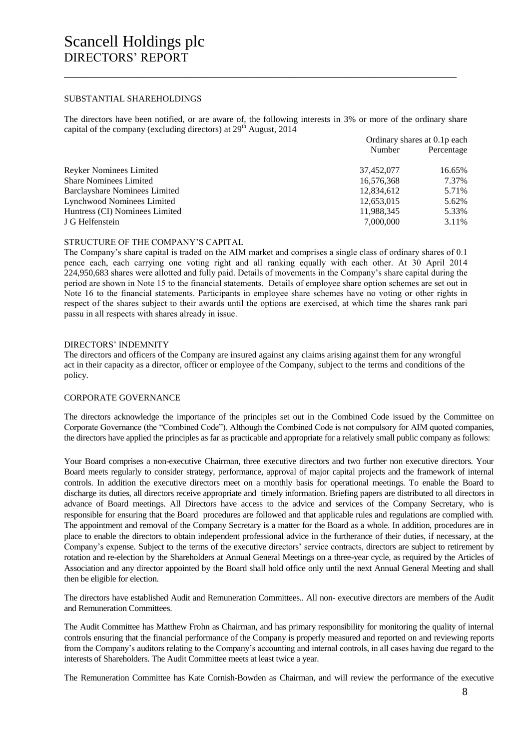# Scancell Holdings plc
## DIRECTORS' REPORT

### SUBSTANTIAL SHAREHOLDINGS

The directors have been notified, or are aware of, the following interests in 3% or more of the ordinary share capital of the company (excluding directors) at 29th August, 2014

| | Ordinary shares at 0.1p each | |
|---|---|---|
| | Number | Percentage |
| Reyker Nominees Limited | 37,452,077 | 16.65% |
| Share Nominees Limited | 16,576,368 | 7.37% |
| Barclayshare Nominees Limited | 12,834,612 | 5.71% |
| Lynchwood Nominees Limited | 12,653,015 | 5.62% |
| Huntress (CI) Nominees Limited | 11,988,345 | 5.33% |
| J G Helfenstein | 7,000,000 | 3.11% |

### STRUCTURE OF THE COMPANY'S CAPITAL

The Company's share capital is traded on the AIM market and comprises a single class of ordinary shares of 0.1 pence each, each carrying one voting right and all ranking equally with each other. At 30 April 2014 224,950,683 shares were allotted and fully paid. Details of movements in the Company's share capital during the period are shown in Note 15 to the financial statements. Details of employee share option schemes are set out in Note 16 to the financial statements. Participants in employee share schemes have no voting or other rights in respect of the shares subject to their awards until the options are exercised, at which time the shares rank pari passu in all respects with shares already in issue.

### DIRECTORS' INDEMNITY

The directors and officers of the Company are insured against any claims arising against them for any wrongful act in their capacity as a director, officer or employee of the Company, subject to the terms and conditions of the policy.

### CORPORATE GOVERNANCE

The directors acknowledge the importance of the principles set out in the Combined Code issued by the Committee on Corporate Governance (the "Combined Code"). Although the Combined Code is not compulsory for AIM quoted companies, the directors have applied the principles as far as practicable and appropriate for a relatively small public company as follows:

Your Board comprises a non-executive Chairman, three executive directors and two further non executive directors. Your Board meets regularly to consider strategy, performance, approval of major capital projects and the framework of internal controls. In addition the executive directors meet on a monthly basis for operational meetings. To enable the Board to discharge its duties, all directors receive appropriate and timely information. Briefing papers are distributed to all directors in advance of Board meetings. All Directors have access to the advice and services of the Company Secretary, who is responsible for ensuring that the Board procedures are followed and that applicable rules and regulations are complied with. The appointment and removal of the Company Secretary is a matter for the Board as a whole. In addition, procedures are in place to enable the directors to obtain independent professional advice in the furtherance of their duties, if necessary, at the Company's expense. Subject to the terms of the executive directors' service contracts, directors are subject to retirement by rotation and re-election by the Shareholders at Annual General Meetings on a three-year cycle, as required by the Articles of Association and any director appointed by the Board shall hold office only until the next Annual General Meeting and shall then be eligible for election.

The directors have established Audit and Remuneration Committees.. All non- executive directors are members of the Audit and Remuneration Committees.

The Audit Committee has Matthew Frohn as Chairman, and has primary responsibility for monitoring the quality of internal controls ensuring that the financial performance of the Company is properly measured and reported on and reviewing reports from the Company's auditors relating to the Company's accounting and internal controls, in all cases having due regard to the interests of Shareholders. The Audit Committee meets at least twice a year.

The Remuneration Committee has Kate Cornish-Bowden as Chairman, and will review the performance of the executive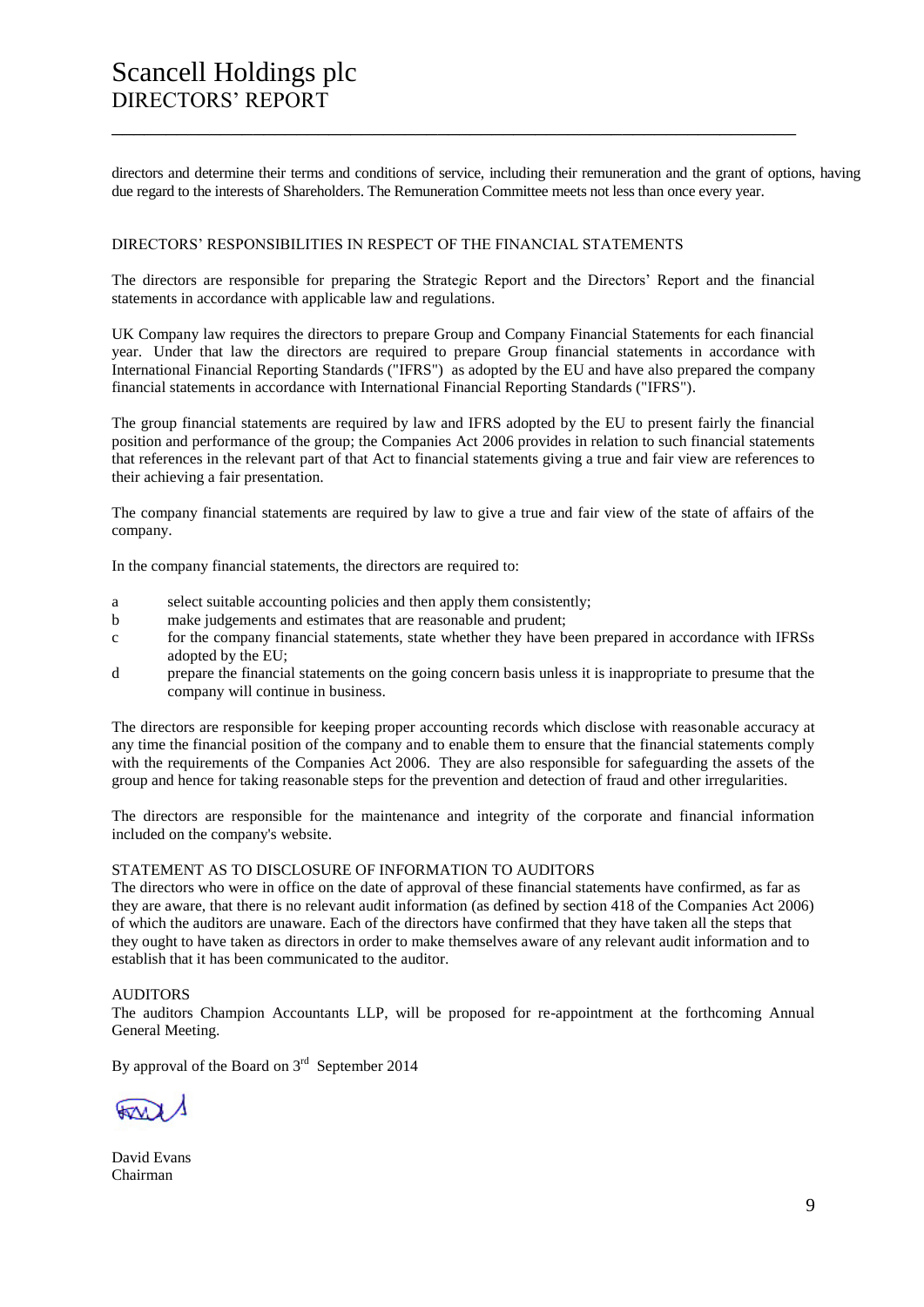directors and determine their terms and conditions of service, including their remuneration and the grant of options, having due regard to the interests of Shareholders. The Remuneration Committee meets not less than once every year.

## DIRECTORS' RESPONSIBILITIES IN RESPECT OF THE FINANCIAL STATEMENTS

The directors are responsible for preparing the Strategic Report and the Directors' Report and the financial statements in accordance with applicable law and regulations.

UK Company law requires the directors to prepare Group and Company Financial Statements for each financial year. Under that law the directors are required to prepare Group financial statements in accordance with International Financial Reporting Standards ("IFRS") as adopted by the EU and have also prepared the company financial statements in accordance with International Financial Reporting Standards ("IFRS").

The group financial statements are required by law and IFRS adopted by the EU to present fairly the financial position and performance of the group; the Companies Act 2006 provides in relation to such financial statements that references in the relevant part of that Act to financial statements giving a true and fair view are references to their achieving a fair presentation.

The company financial statements are required by law to give a true and fair view of the state of affairs of the company.

In the company financial statements, the directors are required to:

a  select suitable accounting policies and then apply them consistently;
b  make judgements and estimates that are reasonable and prudent;
c  for the company financial statements, state whether they have been prepared in accordance with IFRSs adopted by the EU;
d  prepare the financial statements on the going concern basis unless it is inappropriate to presume that the company will continue in business.

The directors are responsible for keeping proper accounting records which disclose with reasonable accuracy at any time the financial position of the company and to enable them to ensure that the financial statements comply with the requirements of the Companies Act 2006. They are also responsible for safeguarding the assets of the group and hence for taking reasonable steps for the prevention and detection of fraud and other irregularities.

The directors are responsible for the maintenance and integrity of the corporate and financial information included on the company's website.

## STATEMENT AS TO DISCLOSURE OF INFORMATION TO AUDITORS

The directors who were in office on the date of approval of these financial statements have confirmed, as far as they are aware, that there is no relevant audit information (as defined by section 418 of the Companies Act 2006) of which the auditors are unaware. Each of the directors have confirmed that they have taken all the steps that they ought to have taken as directors in order to make themselves aware of any relevant audit information and to establish that it has been communicated to the auditor.

## AUDITORS

The auditors Champion Accountants LLP, will be proposed for re-appointment at the forthcoming Annual General Meeting.

By approval of the Board on 3rd September 2014

David Evans
Chairman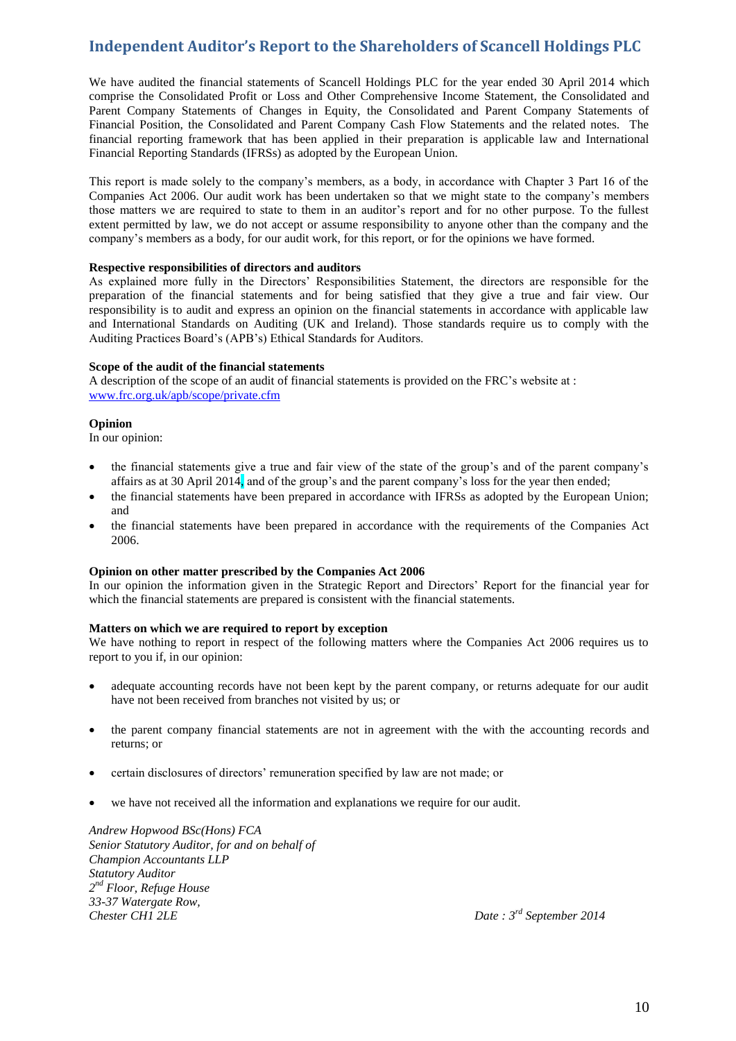## Independent Auditor's Report to the Shareholders of Scancell Holdings PLC

We have audited the financial statements of Scancell Holdings PLC for the year ended 30 April 2014 which comprise the Consolidated Profit or Loss and Other Comprehensive Income Statement, the Consolidated and Parent Company Statements of Changes in Equity, the Consolidated and Parent Company Statements of Financial Position, the Consolidated and Parent Company Cash Flow Statements and the related notes. The financial reporting framework that has been applied in their preparation is applicable law and International Financial Reporting Standards (IFRSs) as adopted by the European Union.

This report is made solely to the company's members, as a body, in accordance with Chapter 3 Part 16 of the Companies Act 2006. Our audit work has been undertaken so that we might state to the company's members those matters we are required to state to them in an auditor's report and for no other purpose. To the fullest extent permitted by law, we do not accept or assume responsibility to anyone other than the company and the company's members as a body, for our audit work, for this report, or for the opinions we have formed.

**Respective responsibilities of directors and auditors**

As explained more fully in the Directors' Responsibilities Statement, the directors are responsible for the preparation of the financial statements and for being satisfied that they give a true and fair view. Our responsibility is to audit and express an opinion on the financial statements in accordance with applicable law and International Standards on Auditing (UK and Ireland). Those standards require us to comply with the Auditing Practices Board's (APB's) Ethical Standards for Auditors.

**Scope of the audit of the financial statements**

A description of the scope of an audit of financial statements is provided on the FRC's website at : www.frc.org.uk/apb/scope/private.cfm

**Opinion**

In our opinion:

- the financial statements give a true and fair view of the state of the group's and of the parent company's affairs as at 30 April 2014, and of the group's and the parent company's loss for the year then ended;
- the financial statements have been prepared in accordance with IFRSs as adopted by the European Union; and
- the financial statements have been prepared in accordance with the requirements of the Companies Act 2006.

**Opinion on other matter prescribed by the Companies Act 2006**

In our opinion the information given in the Strategic Report and Directors' Report for the financial year for which the financial statements are prepared is consistent with the financial statements.

**Matters on which we are required to report by exception**

We have nothing to report in respect of the following matters where the Companies Act 2006 requires us to report to you if, in our opinion:

- adequate accounting records have not been kept by the parent company, or returns adequate for our audit have not been received from branches not visited by us; or
- the parent company financial statements are not in agreement with the with the accounting records and returns; or
- certain disclosures of directors' remuneration specified by law are not made; or
- we have not received all the information and explanations we require for our audit.

*Andrew Hopwood BSc(Hons) FCA*
*Senior Statutory Auditor, for and on behalf of*
*Champion Accountants LLP*
*Statutory Auditor*
*2nd Floor, Refuge House*
*33-37 Watergate Row,*
*Chester CH1 2LE*

*Date : 3rd September 2014*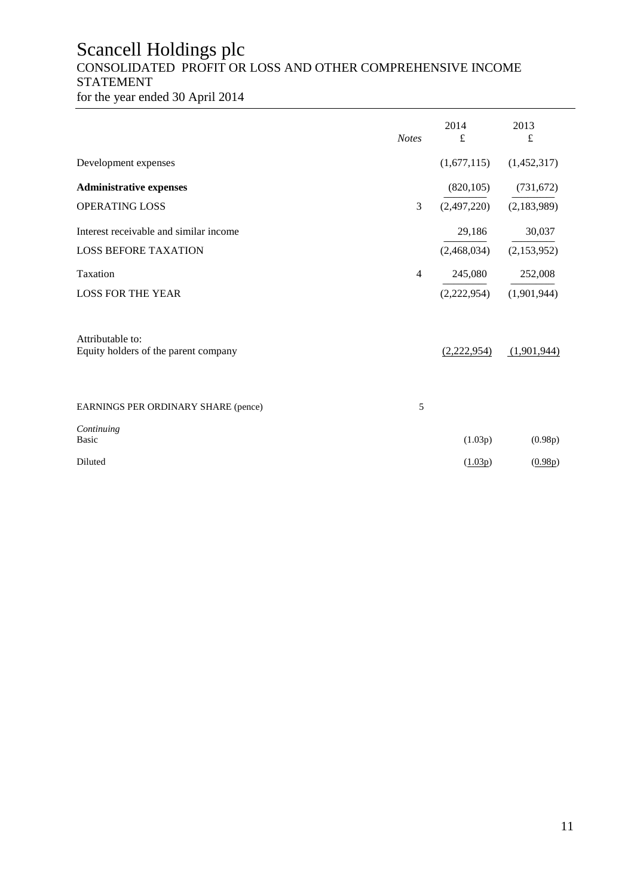# Scancell Holdings plc

## CONSOLIDATED PROFIT OR LOSS AND OTHER COMPREHENSIVE INCOME STATEMENT

for the year ended 30 April 2014

| | *Notes* | 2014 £ | 2013 £ |
|---|---|---|---|
| Development expenses | | (1,677,115) | (1,452,317) |
| **Administrative expenses** | | (820,105) | (731,672) |
| OPERATING LOSS | 3 | (2,497,220) | (2,183,989) |
| Interest receivable and similar income | | 29,186 | 30,037 |
| LOSS BEFORE TAXATION | | (2,468,034) | (2,153,952) |
| Taxation | 4 | 245,080 | 252,008 |
| LOSS FOR THE YEAR | | (2,222,954) | (1,901,944) |
| Attributable to: | | | |
| Equity holders of the parent company | | (2,222,954) | (1,901,944) |
| EARNINGS PER ORDINARY SHARE (pence) | 5 | | |
| *Continuing* | | | |
| Basic | | (1.03p) | (0.98p) |
| Diluted | | (1.03p) | (0.98p) |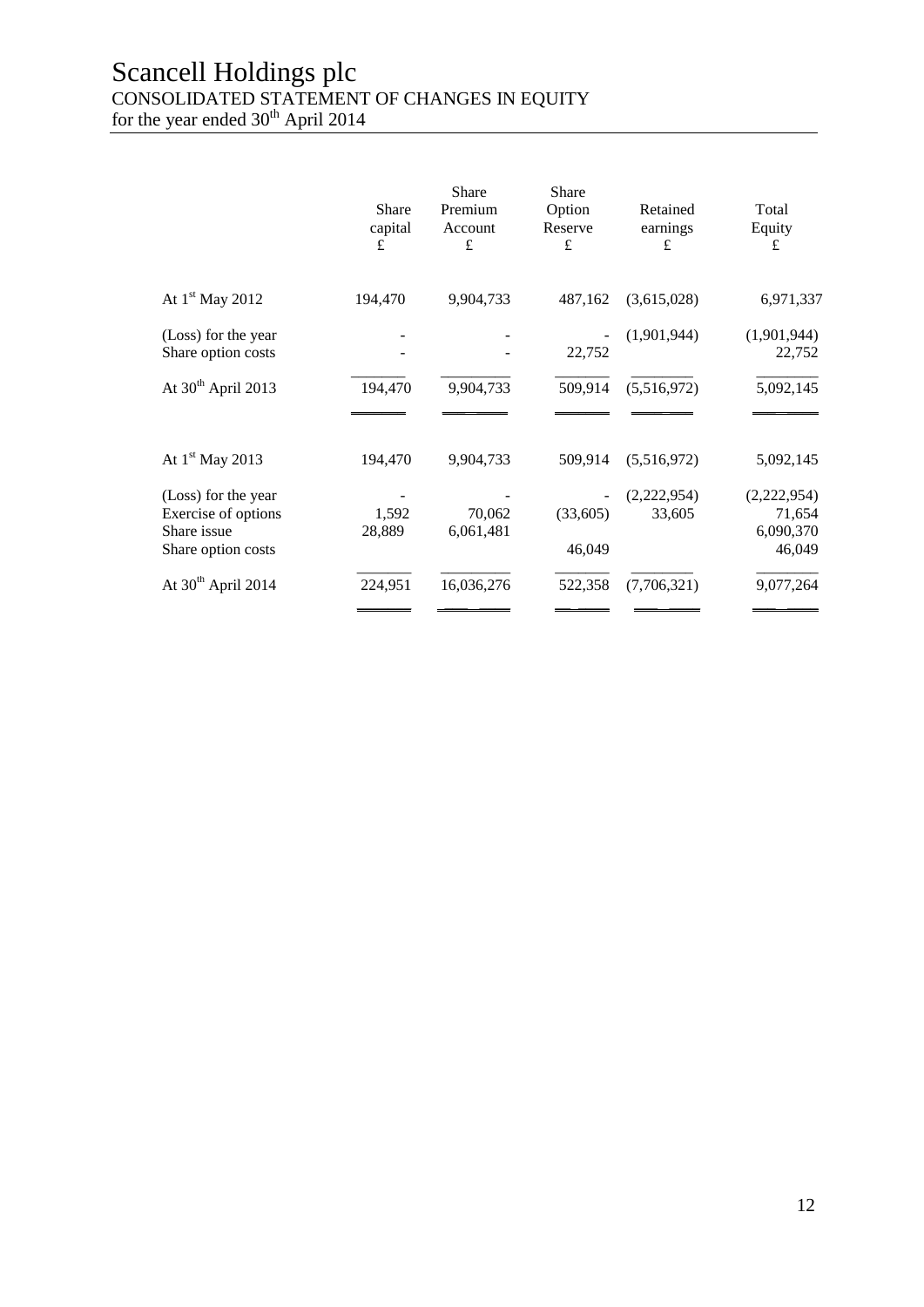# Scancell Holdings plc

## CONSOLIDATED STATEMENT OF CHANGES IN EQUITY

for the year ended 30th April 2014

| | Share capital £ | Share Premium Account £ | Share Option Reserve £ | Retained earnings £ | Total Equity £ |
|---|---|---|---|---|---|
| At 1st May 2012 | 194,470 | 9,904,733 | 487,162 | (3,615,028) | 6,971,337 |
| (Loss) for the year | - | - | - | (1,901,944) | (1,901,944) |
| Share option costs | - | - | 22,752 | | 22,752 |
| At 30th April 2013 | 194,470 | 9,904,733 | 509,914 | (5,516,972) | 5,092,145 |
| | | | | | |
| At 1st May 2013 | 194,470 | 9,904,733 | 509,914 | (5,516,972) | 5,092,145 |
| (Loss) for the year | - | - | - | (2,222,954) | (2,222,954) |
| Exercise of options | 1,592 | 70,062 | (33,605) | 33,605 | 71,654 |
| Share issue | 28,889 | 6,061,481 | | | 6,090,370 |
| Share option costs | | | 46,049 | | 46,049 |
| At 30th April 2014 | 224,951 | 16,036,276 | 522,358 | (7,706,321) | 9,077,264 |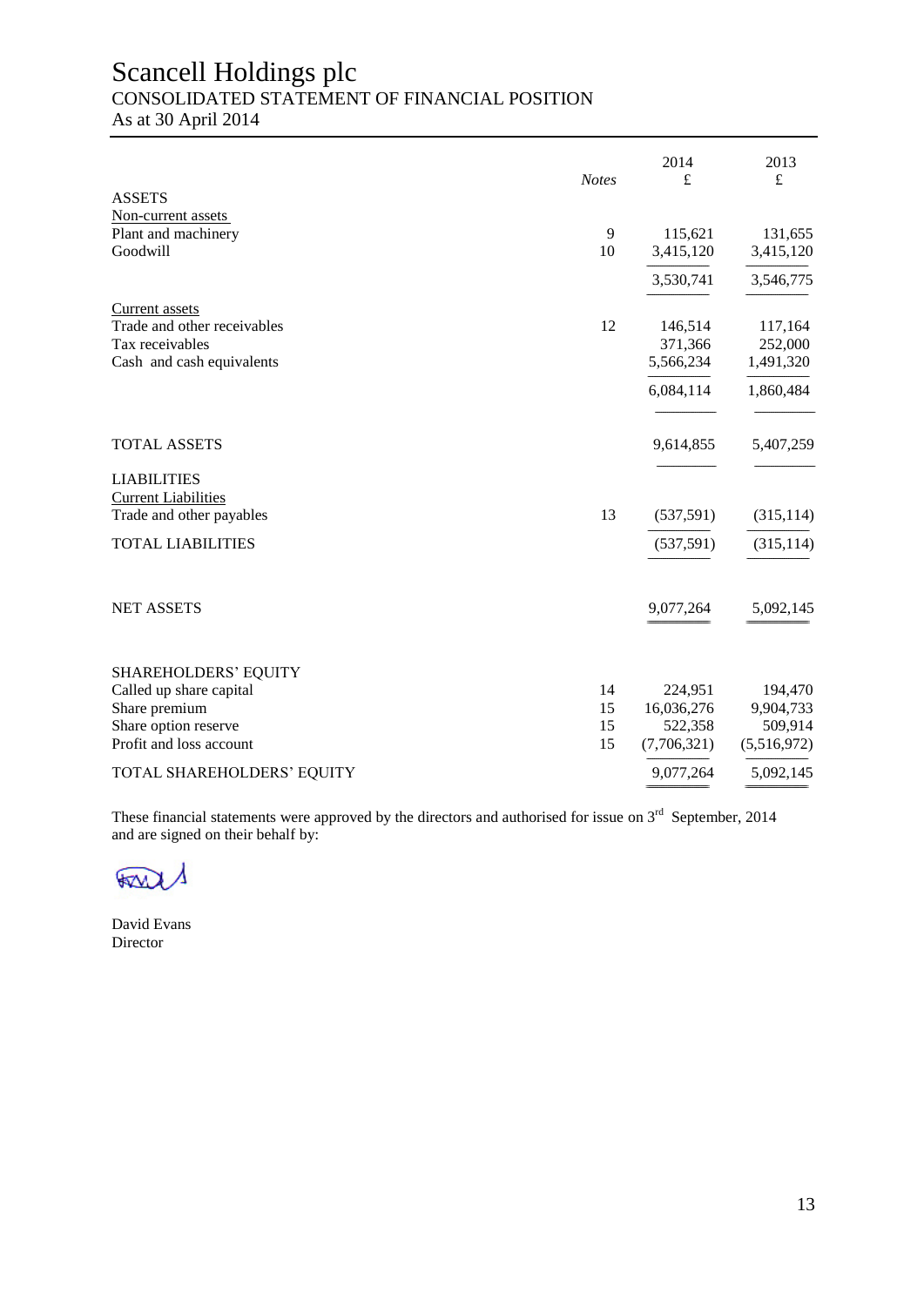# Scancell Holdings plc

## CONSOLIDATED STATEMENT OF FINANCIAL POSITION

As at 30 April 2014

| | *Notes* | 2014 £ | 2013 £ |
|---|---|---|---|
| ASSETS | | | |
| Non-current assets | | | |
| Plant and machinery | 9 | 115,621 | 131,655 |
| Goodwill | 10 | 3,415,120 | 3,415,120 |
| | | 3,530,741 | 3,546,775 |
| Current assets | | | |
| Trade and other receivables | 12 | 146,514 | 117,164 |
| Tax receivables | | 371,366 | 252,000 |
| Cash and cash equivalents | | 5,566,234 | 1,491,320 |
| | | 6,084,114 | 1,860,484 |
| TOTAL ASSETS | | 9,614,855 | 5,407,259 |
| LIABILITIES | | | |
| Current Liabilities | | | |
| Trade and other payables | 13 | (537,591) | (315,114) |
| TOTAL LIABILITIES | | (537,591) | (315,114) |
| NET ASSETS | | 9,077,264 | 5,092,145 |
| SHAREHOLDERS' EQUITY | | | |
| Called up share capital | 14 | 224,951 | 194,470 |
| Share premium | 15 | 16,036,276 | 9,904,733 |
| Share option reserve | 15 | 522,358 | 509,914 |
| Profit and loss account | 15 | (7,706,321) | (5,516,972) |
| TOTAL SHAREHOLDERS' EQUITY | | 9,077,264 | 5,092,145 |

These financial statements were approved by the directors and authorised for issue on 3rd September, 2014 and are signed on their behalf by:

David Evans
Director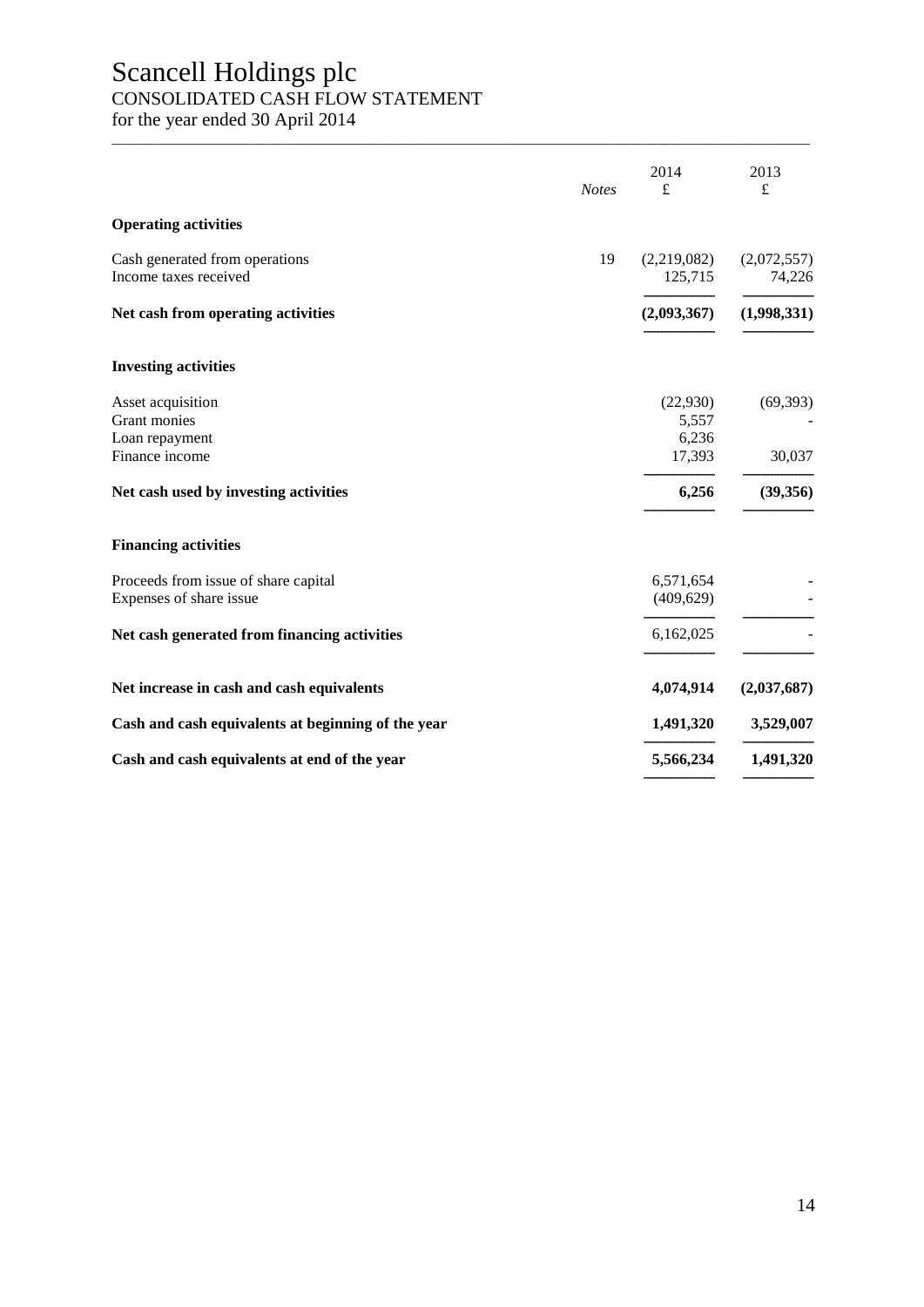# Scancell Holdings plc

## CONSOLIDATED CASH FLOW STATEMENT

for the year ended 30 April 2014

| | *Notes* | 2014 £ | 2013 £ |
|---|---|---|---|
| **Operating activities** | | | |
| Cash generated from operations | 19 | (2,219,082) | (2,072,557) |
| Income taxes received | | 125,715 | 74,226 |
| **Net cash from operating activities** | | **(2,093,367)** | **(1,998,331)** |
| **Investing activities** | | | |
| Asset acquisition | | (22,930) | (69,393) |
| Grant monies | | 5,557 | - |
| Loan repayment | | 6,236 | |
| Finance income | | 17,393 | 30,037 |
| **Net cash used by investing activities** | | **6,256** | **(39,356)** |
| **Financing activities** | | | |
| Proceeds from issue of share capital | | 6,571,654 | - |
| Expenses of share issue | | (409,629) | - |
| **Net cash generated from financing activities** | | 6,162,025 | - |
| **Net increase in cash and cash equivalents** | | **4,074,914** | **(2,037,687)** |
| **Cash and cash equivalents at beginning of the year** | | **1,491,320** | **3,529,007** |
| **Cash and cash equivalents at end of the year** | | **5,566,234** | **1,491,320** |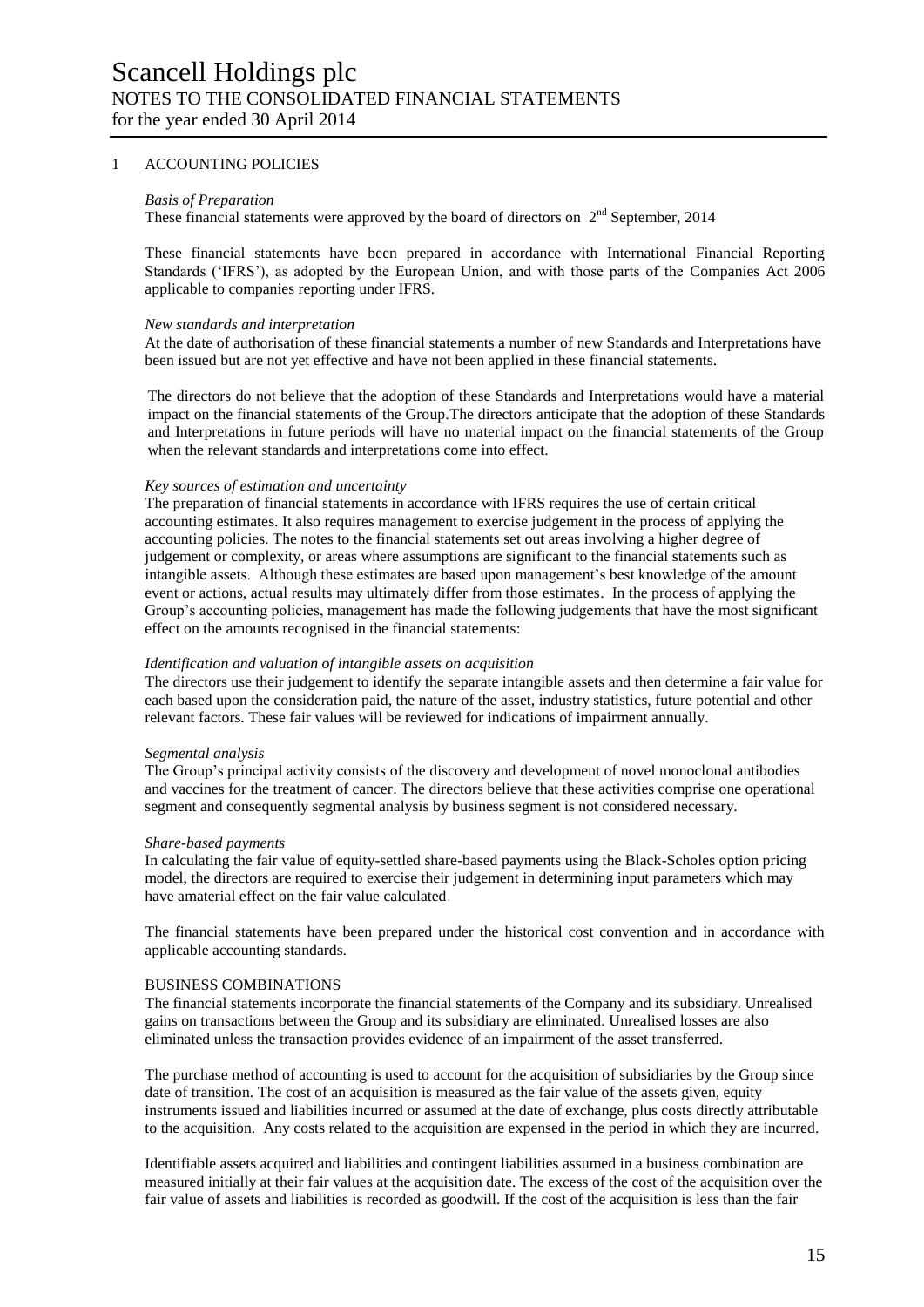# Scancell Holdings plc

## NOTES TO THE CONSOLIDATED FINANCIAL STATEMENTS

for the year ended 30 April 2014

## 1 ACCOUNTING POLICIES

*Basis of Preparation*

These financial statements were approved by the board of directors on 2nd September, 2014

These financial statements have been prepared in accordance with International Financial Reporting Standards ('IFRS'), as adopted by the European Union, and with those parts of the Companies Act 2006 applicable to companies reporting under IFRS.

*New standards and interpretation*

At the date of authorisation of these financial statements a number of new Standards and Interpretations have been issued but are not yet effective and have not been applied in these financial statements.

The directors do not believe that the adoption of these Standards and Interpretations would have a material impact on the financial statements of the Group.The directors anticipate that the adoption of these Standards and Interpretations in future periods will have no material impact on the financial statements of the Group when the relevant standards and interpretations come into effect.

*Key sources of estimation and uncertainty*

The preparation of financial statements in accordance with IFRS requires the use of certain critical accounting estimates. It also requires management to exercise judgement in the process of applying the accounting policies. The notes to the financial statements set out areas involving a higher degree of judgement or complexity, or areas where assumptions are significant to the financial statements such as intangible assets. Although these estimates are based upon management's best knowledge of the amount event or actions, actual results may ultimately differ from those estimates. In the process of applying the Group's accounting policies, management has made the following judgements that have the most significant effect on the amounts recognised in the financial statements:

*Identification and valuation of intangible assets on acquisition*

The directors use their judgement to identify the separate intangible assets and then determine a fair value for each based upon the consideration paid, the nature of the asset, industry statistics, future potential and other relevant factors. These fair values will be reviewed for indications of impairment annually.

*Segmental analysis*

The Group's principal activity consists of the discovery and development of novel monoclonal antibodies and vaccines for the treatment of cancer. The directors believe that these activities comprise one operational segment and consequently segmental analysis by business segment is not considered necessary.

*Share-based payments*

In calculating the fair value of equity-settled share-based payments using the Black-Scholes option pricing model, the directors are required to exercise their judgement in determining input parameters which may have amaterial effect on the fair value calculated.

The financial statements have been prepared under the historical cost convention and in accordance with applicable accounting standards.

BUSINESS COMBINATIONS

The financial statements incorporate the financial statements of the Company and its subsidiary. Unrealised gains on transactions between the Group and its subsidiary are eliminated. Unrealised losses are also eliminated unless the transaction provides evidence of an impairment of the asset transferred.

The purchase method of accounting is used to account for the acquisition of subsidiaries by the Group since date of transition. The cost of an acquisition is measured as the fair value of the assets given, equity instruments issued and liabilities incurred or assumed at the date of exchange, plus costs directly attributable to the acquisition. Any costs related to the acquisition are expensed in the period in which they are incurred.

Identifiable assets acquired and liabilities and contingent liabilities assumed in a business combination are measured initially at their fair values at the acquisition date. The excess of the cost of the acquisition over the fair value of assets and liabilities is recorded as goodwill. If the cost of the acquisition is less than the fair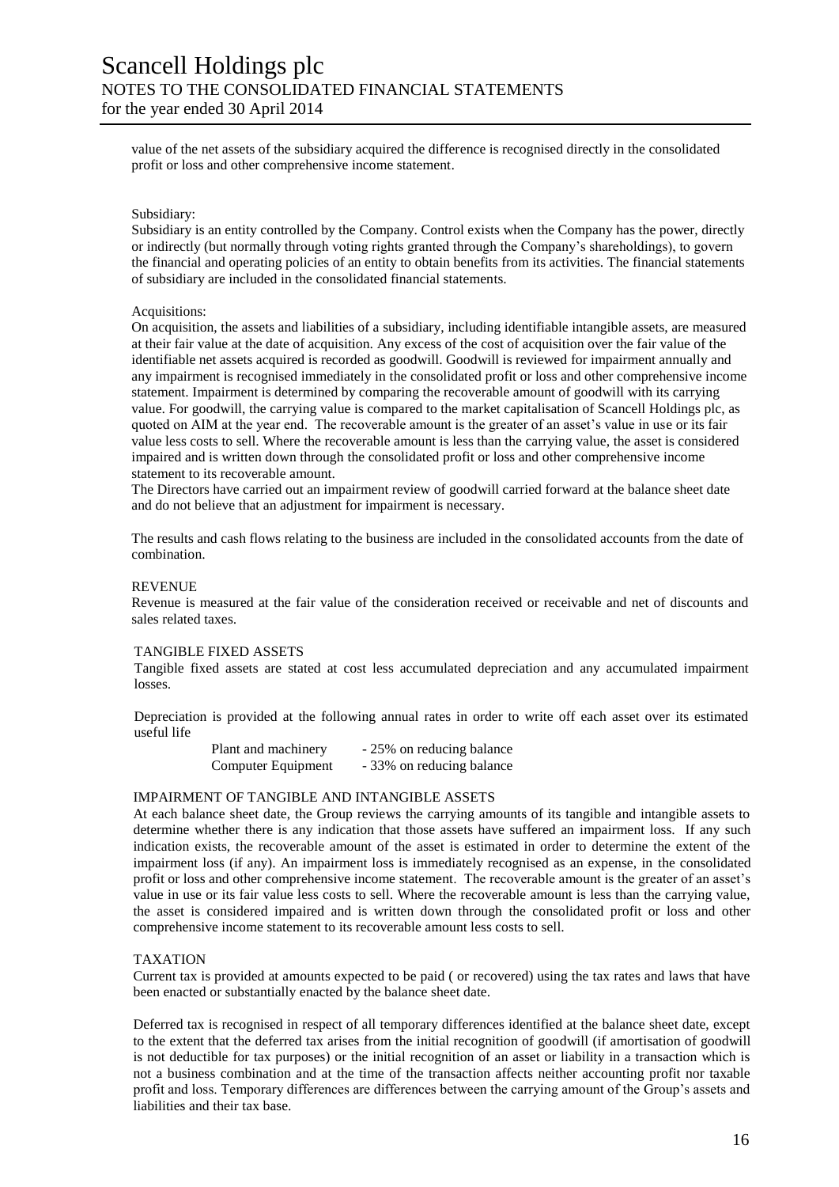value of the net assets of the subsidiary acquired the difference is recognised directly in the consolidated profit or loss and other comprehensive income statement.

Subsidiary:

Subsidiary is an entity controlled by the Company. Control exists when the Company has the power, directly or indirectly (but normally through voting rights granted through the Company's shareholdings), to govern the financial and operating policies of an entity to obtain benefits from its activities. The financial statements of subsidiary are included in the consolidated financial statements.

Acquisitions:

On acquisition, the assets and liabilities of a subsidiary, including identifiable intangible assets, are measured at their fair value at the date of acquisition. Any excess of the cost of acquisition over the fair value of the identifiable net assets acquired is recorded as goodwill. Goodwill is reviewed for impairment annually and any impairment is recognised immediately in the consolidated profit or loss and other comprehensive income statement. Impairment is determined by comparing the recoverable amount of goodwill with its carrying value. For goodwill, the carrying value is compared to the market capitalisation of Scancell Holdings plc, as quoted on AIM at the year end. The recoverable amount is the greater of an asset's value in use or its fair value less costs to sell. Where the recoverable amount is less than the carrying value, the asset is considered impaired and is written down through the consolidated profit or loss and other comprehensive income statement to its recoverable amount.

The Directors have carried out an impairment review of goodwill carried forward at the balance sheet date and do not believe that an adjustment for impairment is necessary.

The results and cash flows relating to the business are included in the consolidated accounts from the date of combination.

REVENUE

Revenue is measured at the fair value of the consideration received or receivable and net of discounts and sales related taxes.

TANGIBLE FIXED ASSETS

Tangible fixed assets are stated at cost less accumulated depreciation and any accumulated impairment losses.

Depreciation is provided at the following annual rates in order to write off each asset over its estimated useful life

| | |
|---|---|
| Plant and machinery | - 25% on reducing balance |
| Computer Equipment | - 33% on reducing balance |

IMPAIRMENT OF TANGIBLE AND INTANGIBLE ASSETS

At each balance sheet date, the Group reviews the carrying amounts of its tangible and intangible assets to determine whether there is any indication that those assets have suffered an impairment loss. If any such indication exists, the recoverable amount of the asset is estimated in order to determine the extent of the impairment loss (if any). An impairment loss is immediately recognised as an expense, in the consolidated profit or loss and other comprehensive income statement. The recoverable amount is the greater of an asset's value in use or its fair value less costs to sell. Where the recoverable amount is less than the carrying value, the asset is considered impaired and is written down through the consolidated profit or loss and other comprehensive income statement to its recoverable amount less costs to sell.

TAXATION

Current tax is provided at amounts expected to be paid ( or recovered) using the tax rates and laws that have been enacted or substantially enacted by the balance sheet date.

Deferred tax is recognised in respect of all temporary differences identified at the balance sheet date, except to the extent that the deferred tax arises from the initial recognition of goodwill (if amortisation of goodwill is not deductible for tax purposes) or the initial recognition of an asset or liability in a transaction which is not a business combination and at the time of the transaction affects neither accounting profit nor taxable profit and loss. Temporary differences are differences between the carrying amount of the Group's assets and liabilities and their tax base.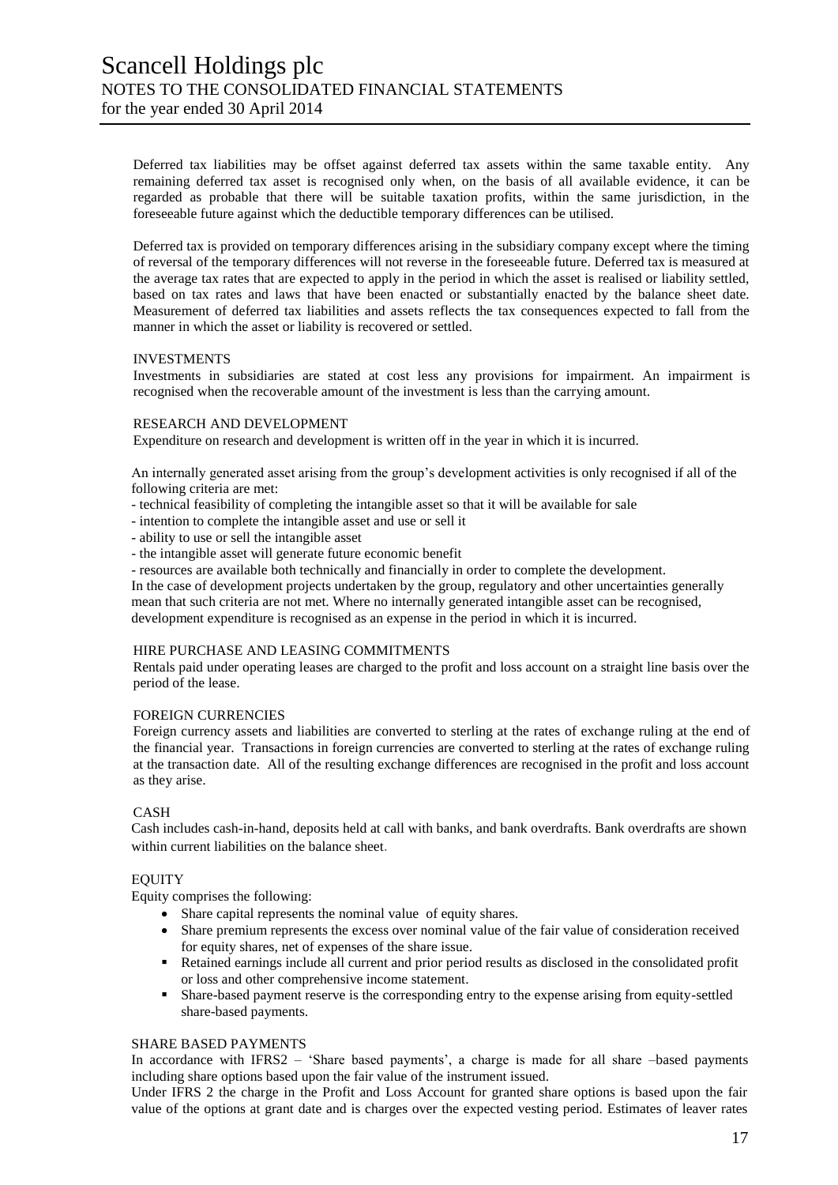Deferred tax liabilities may be offset against deferred tax assets within the same taxable entity. Any remaining deferred tax asset is recognised only when, on the basis of all available evidence, it can be regarded as probable that there will be suitable taxation profits, within the same jurisdiction, in the foreseeable future against which the deductible temporary differences can be utilised.

Deferred tax is provided on temporary differences arising in the subsidiary company except where the timing of reversal of the temporary differences will not reverse in the foreseeable future. Deferred tax is measured at the average tax rates that are expected to apply in the period in which the asset is realised or liability settled, based on tax rates and laws that have been enacted or substantially enacted by the balance sheet date. Measurement of deferred tax liabilities and assets reflects the tax consequences expected to fall from the manner in which the asset or liability is recovered or settled.

### INVESTMENTS

Investments in subsidiaries are stated at cost less any provisions for impairment. An impairment is recognised when the recoverable amount of the investment is less than the carrying amount.

### RESEARCH AND DEVELOPMENT

Expenditure on research and development is written off in the year in which it is incurred.

An internally generated asset arising from the group's development activities is only recognised if all of the following criteria are met:

- technical feasibility of completing the intangible asset so that it will be available for sale
- intention to complete the intangible asset and use or sell it
- ability to use or sell the intangible asset
- the intangible asset will generate future economic benefit
- resources are available both technically and financially in order to complete the development.

In the case of development projects undertaken by the group, regulatory and other uncertainties generally mean that such criteria are not met. Where no internally generated intangible asset can be recognised, development expenditure is recognised as an expense in the period in which it is incurred.

### HIRE PURCHASE AND LEASING COMMITMENTS

Rentals paid under operating leases are charged to the profit and loss account on a straight line basis over the period of the lease.

### FOREIGN CURRENCIES

Foreign currency assets and liabilities are converted to sterling at the rates of exchange ruling at the end of the financial year. Transactions in foreign currencies are converted to sterling at the rates of exchange ruling at the transaction date. All of the resulting exchange differences are recognised in the profit and loss account as they arise.

### CASH

Cash includes cash-in-hand, deposits held at call with banks, and bank overdrafts. Bank overdrafts are shown within current liabilities on the balance sheet.

### EQUITY

Equity comprises the following:

- Share capital represents the nominal value of equity shares.
- Share premium represents the excess over nominal value of the fair value of consideration received for equity shares, net of expenses of the share issue.
- Retained earnings include all current and prior period results as disclosed in the consolidated profit or loss and other comprehensive income statement.
- Share-based payment reserve is the corresponding entry to the expense arising from equity-settled share-based payments.

### SHARE BASED PAYMENTS

In accordance with IFRS2 – 'Share based payments', a charge is made for all share –based payments including share options based upon the fair value of the instrument issued.

Under IFRS 2 the charge in the Profit and Loss Account for granted share options is based upon the fair value of the options at grant date and is charges over the expected vesting period. Estimates of leaver rates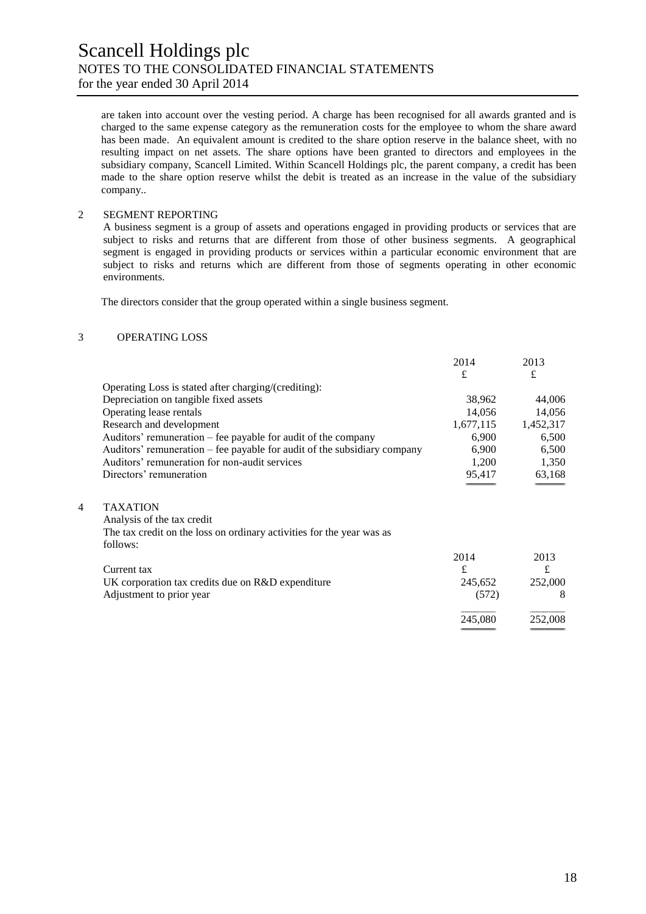are taken into account over the vesting period. A charge has been recognised for all awards granted and is charged to the same expense category as the remuneration costs for the employee to whom the share award has been made. An equivalent amount is credited to the share option reserve in the balance sheet, with no resulting impact on net assets. The share options have been granted to directors and employees in the subsidiary company, Scancell Limited. Within Scancell Holdings plc, the parent company, a credit has been made to the share option reserve whilst the debit is treated as an increase in the value of the subsidiary company..

## 2 SEGMENT REPORTING

A business segment is a group of assets and operations engaged in providing products or services that are subject to risks and returns that are different from those of other business segments. A geographical segment is engaged in providing products or services within a particular economic environment that are subject to risks and returns which are different from those of segments operating in other economic environments.

The directors consider that the group operated within a single business segment.

## 3 OPERATING LOSS

| | 2014 | 2013 |
|---|---|---|
| | £ | £ |
| Operating Loss is stated after charging/(crediting): | | |
| Depreciation on tangible fixed assets | 38,962 | 44,006 |
| Operating lease rentals | 14,056 | 14,056 |
| Research and development | 1,677,115 | 1,452,317 |
| Auditors' remuneration – fee payable for audit of the company | 6,900 | 6,500 |
| Auditors' remuneration – fee payable for audit of the subsidiary company | 6,900 | 6,500 |
| Auditors' remuneration for non-audit services | 1,200 | 1,350 |
| Directors' remuneration | 95,417 | 63,168 |

## 4 TAXATION

Analysis of the tax credit

The tax credit on the loss on ordinary activities for the year was as follows:

| | 2014 | 2013 |
|---|---|---|
| Current tax | £ | £ |
| UK corporation tax credits due on R&D expenditure | 245,652 | 252,000 |
| Adjustment to prior year | (572) | 8 |
| | 245,080 | 252,008 |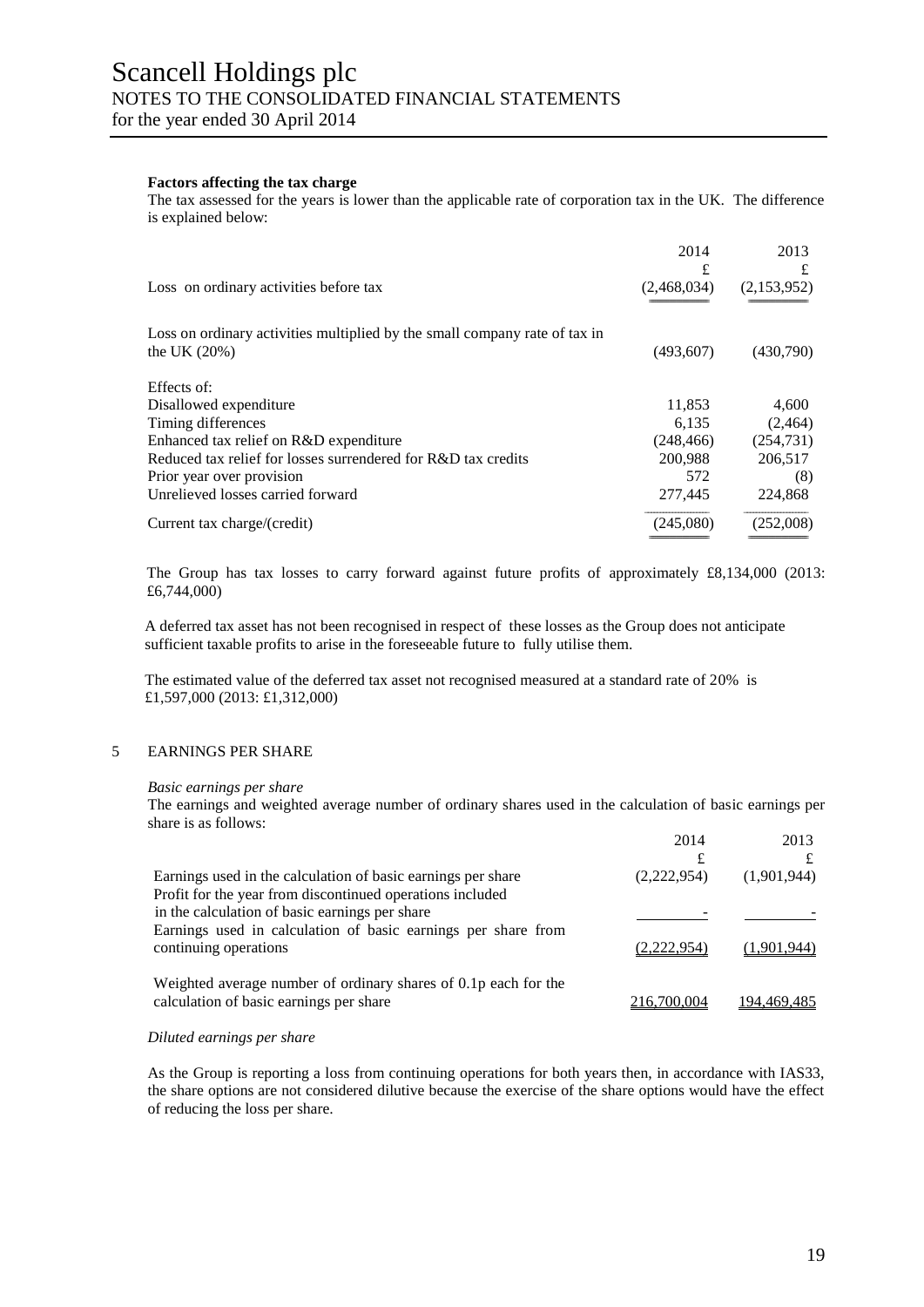**Factors affecting the tax charge**

The tax assessed for the years is lower than the applicable rate of corporation tax in the UK. The difference is explained below:

| | 2014 | 2013 |
|---|---|---|
| | £ | £ |
| Loss on ordinary activities before tax | (2,468,034) | (2,153,952) |
| Loss on ordinary activities multiplied by the small company rate of tax in the UK (20%) | (493,607) | (430,790) |
| Effects of: | | |
| Disallowed expenditure | 11,853 | 4,600 |
| Timing differences | 6,135 | (2,464) |
| Enhanced tax relief on R&D expenditure | (248,466) | (254,731) |
| Reduced tax relief for losses surrendered for R&D tax credits | 200,988 | 206,517 |
| Prior year over provision | 572 | (8) |
| Unrelieved losses carried forward | 277,445 | 224,868 |
| Current tax charge/(credit) | (245,080) | (252,008) |

The Group has tax losses to carry forward against future profits of approximately £8,134,000 (2013: £6,744,000)

A deferred tax asset has not been recognised in respect of these losses as the Group does not anticipate sufficient taxable profits to arise in the foreseeable future to fully utilise them.

The estimated value of the deferred tax asset not recognised measured at a standard rate of 20% is £1,597,000 (2013: £1,312,000)

## 5 EARNINGS PER SHARE

*Basic earnings per share*

The earnings and weighted average number of ordinary shares used in the calculation of basic earnings per share is as follows:

| | 2014 | 2013 |
|---|---|---|
| | £ | £ |
| Earnings used in the calculation of basic earnings per share | (2,222,954) | (1,901,944) |
| Profit for the year from discontinued operations included in the calculation of basic earnings per share | - | - |
| Earnings used in calculation of basic earnings per share from continuing operations | (2,222,954) | (1,901,944) |
| Weighted average number of ordinary shares of 0.1p each for the calculation of basic earnings per share | 216,700,004 | 194,469,485 |

*Diluted earnings per share*

As the Group is reporting a loss from continuing operations for both years then, in accordance with IAS33, the share options are not considered dilutive because the exercise of the share options would have the effect of reducing the loss per share.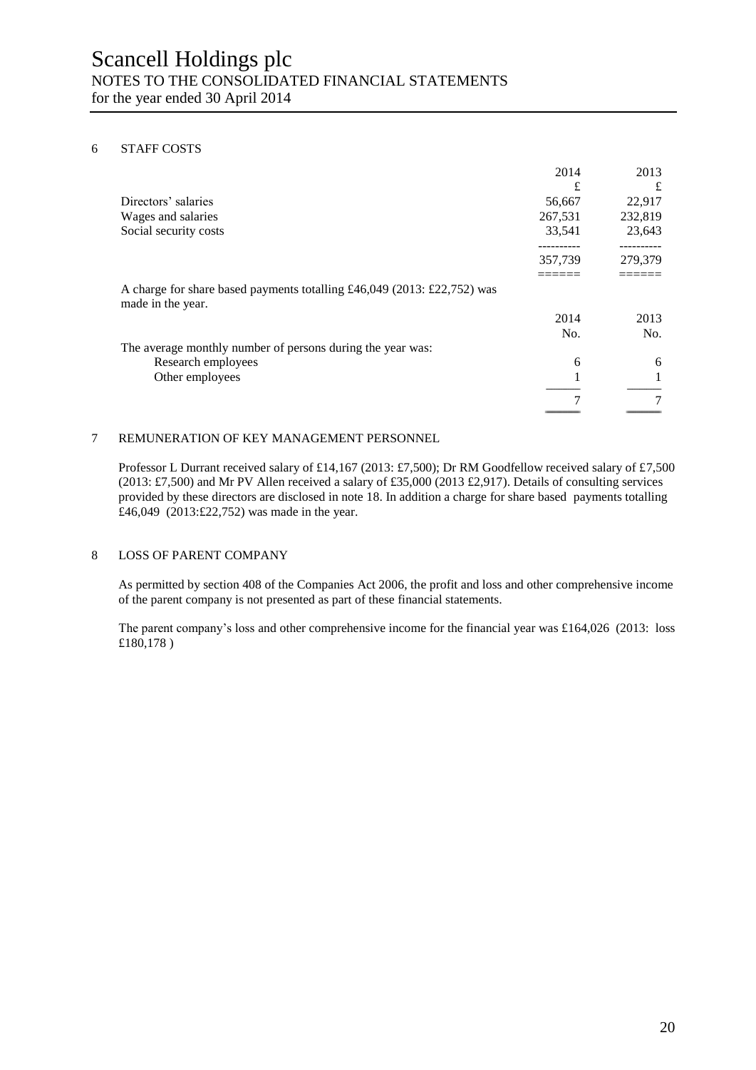# Scancell Holdings plc

## NOTES TO THE CONSOLIDATED FINANCIAL STATEMENTS

for the year ended 30 April 2014

### 6 STAFF COSTS

| | 2014 | 2013 |
|---|---|---|
| | £ | £ |
| Directors' salaries | 56,667 | 22,917 |
| Wages and salaries | 267,531 | 232,819 |
| Social security costs | 33,541 | 23,643 |
| | 357,739 | 279,379 |

A charge for share based payments totalling £46,049 (2013: £22,752) was made in the year.

| | 2014 | 2013 |
|---|---|---|
| | No. | No. |
| The average monthly number of persons during the year was: | | |
| Research employees | 6 | 6 |
| Other employees | 1 | 1 |
| | 7 | 7 |

### 7 REMUNERATION OF KEY MANAGEMENT PERSONNEL

Professor L Durrant received salary of £14,167 (2013: £7,500); Dr RM Goodfellow received salary of £7,500 (2013: £7,500) and Mr PV Allen received a salary of £35,000 (2013 £2,917). Details of consulting services provided by these directors are disclosed in note 18. In addition a charge for share based payments totalling £46,049 (2013:£22,752) was made in the year.

### 8 LOSS OF PARENT COMPANY

As permitted by section 408 of the Companies Act 2006, the profit and loss and other comprehensive income of the parent company is not presented as part of these financial statements.

The parent company's loss and other comprehensive income for the financial year was £164,026 (2013: loss £180,178 )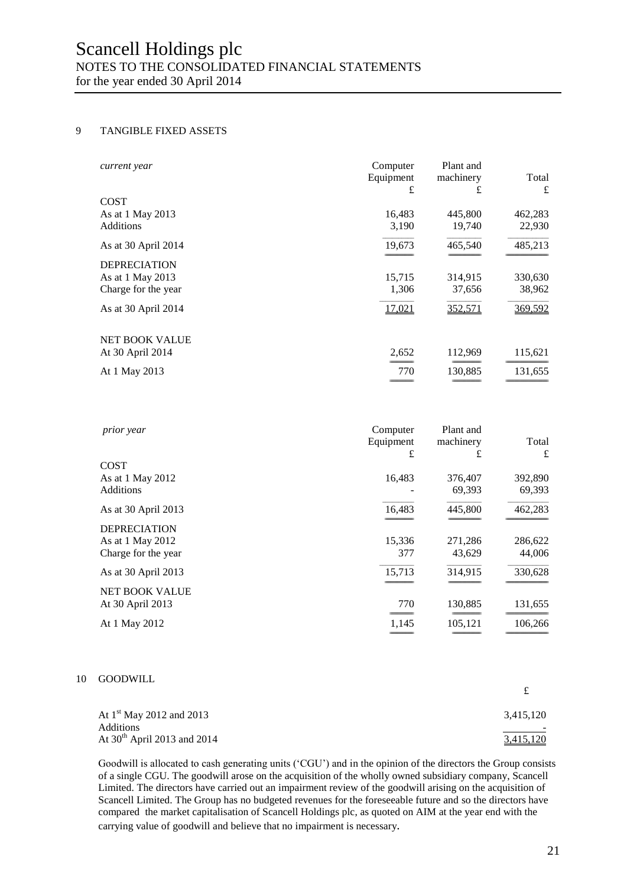## 9 TANGIBLE FIXED ASSETS

| *current year* | Computer Equipment £ | Plant and machinery £ | Total £ |
|---|---|---|---|
| **COST** | | | |
| As at 1 May 2013 | 16,483 | 445,800 | 462,283 |
| Additions | 3,190 | 19,740 | 22,930 |
| As at 30 April 2014 | 19,673 | 465,540 | 485,213 |
| **DEPRECIATION** | | | |
| As at 1 May 2013 | 15,715 | 314,915 | 330,630 |
| Charge for the year | 1,306 | 37,656 | 38,962 |
| As at 30 April 2014 | 17,021 | 352,571 | 369,592 |
| **NET BOOK VALUE** | | | |
| At 30 April 2014 | 2,652 | 112,969 | 115,621 |
| At 1 May 2013 | 770 | 130,885 | 131,655 |

| *prior year* | Computer Equipment £ | Plant and machinery £ | Total £ |
|---|---|---|---|
| **COST** | | | |
| As at 1 May 2012 | 16,483 | 376,407 | 392,890 |
| Additions | - | 69,393 | 69,393 |
| As at 30 April 2013 | 16,483 | 445,800 | 462,283 |
| **DEPRECIATION** | | | |
| As at 1 May 2012 | 15,336 | 271,286 | 286,622 |
| Charge for the year | 377 | 43,629 | 44,006 |
| As at 30 April 2013 | 15,713 | 314,915 | 330,628 |
| **NET BOOK VALUE** | | | |
| At 30 April 2013 | 770 | 130,885 | 131,655 |
| At 1 May 2012 | 1,145 | 105,121 | 106,266 |

## 10 GOODWILL

| | £ |
|---|---|
| At 1st May 2012 and 2013 | 3,415,120 |
| Additions | - |
| At 30th April 2013 and 2014 | 3,415,120 |

Goodwill is allocated to cash generating units ('CGU') and in the opinion of the directors the Group consists of a single CGU. The goodwill arose on the acquisition of the wholly owned subsidiary company, Scancell Limited. The directors have carried out an impairment review of the goodwill arising on the acquisition of Scancell Limited. The Group has no budgeted revenues for the foreseeable future and so the directors have compared the market capitalisation of Scancell Holdings plc, as quoted on AIM at the year end with the carrying value of goodwill and believe that no impairment is necessary.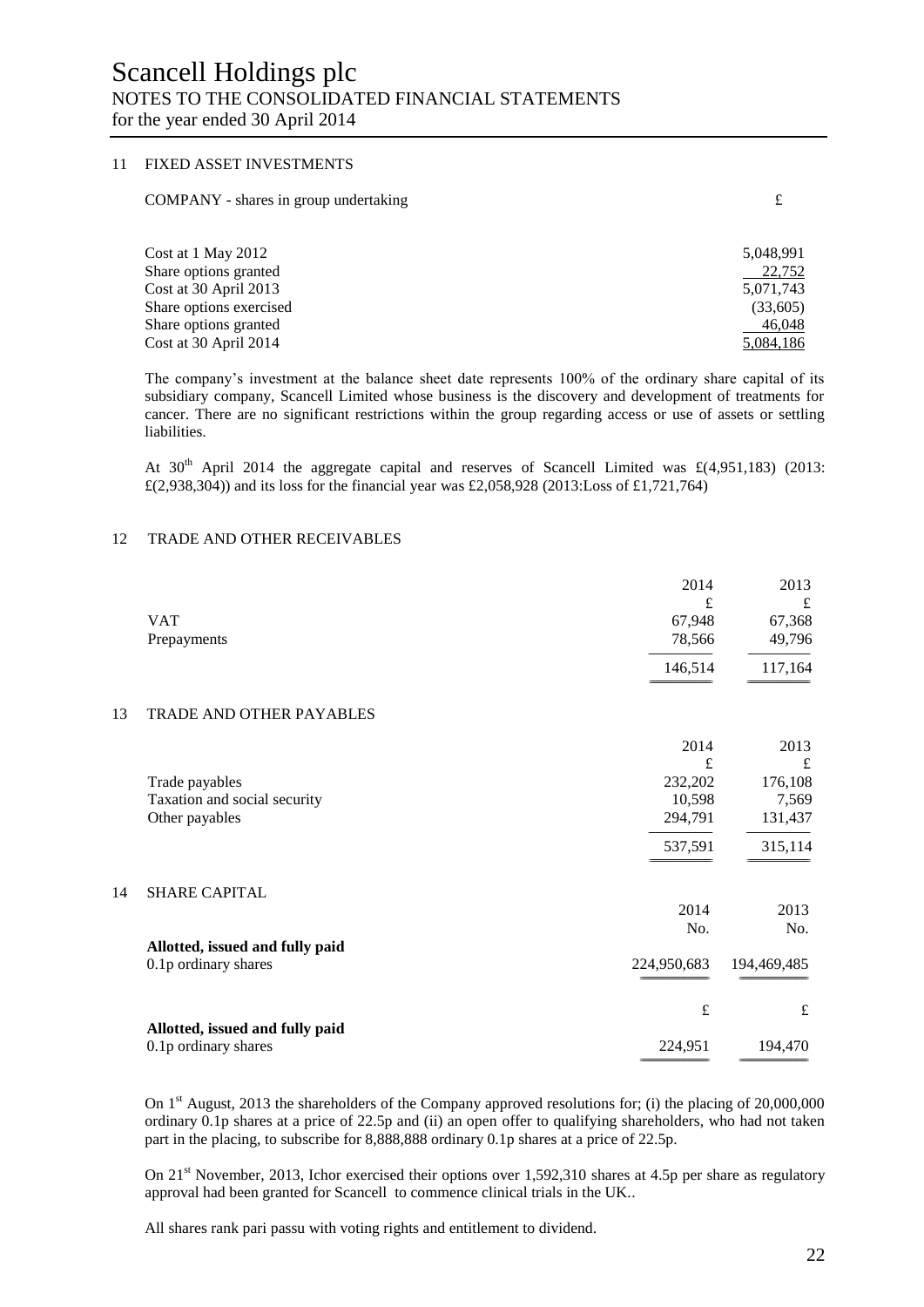# Scancell Holdings plc
## NOTES TO THE CONSOLIDATED FINANCIAL STATEMENTS
for the year ended 30 April 2014

### 11 FIXED ASSET INVESTMENTS

| COMPANY - shares in group undertaking | £ |
|---|---|
| Cost at 1 May 2012 | 5,048,991 |
| Share options granted | 22,752 |
| Cost at 30 April 2013 | 5,071,743 |
| Share options exercised | (33,605) |
| Share options granted | 46,048 |
| Cost at 30 April 2014 | 5,084,186 |

The company's investment at the balance sheet date represents 100% of the ordinary share capital of its subsidiary company, Scancell Limited whose business is the discovery and development of treatments for cancer. There are no significant restrictions within the group regarding access or use of assets or settling liabilities.

At 30th April 2014 the aggregate capital and reserves of Scancell Limited was £(4,951,183) (2013: £(2,938,304)) and its loss for the financial year was £2,058,928 (2013:Loss of £1,721,764)

### 12 TRADE AND OTHER RECEIVABLES

| | 2014 | 2013 |
|---|---|---|
| | £ | £ |
| VAT | 67,948 | 67,368 |
| Prepayments | 78,566 | 49,796 |
| | 146,514 | 117,164 |

### 13 TRADE AND OTHER PAYABLES

| | 2014 | 2013 |
|---|---|---|
| | £ | £ |
| Trade payables | 232,202 | 176,108 |
| Taxation and social security | 10,598 | 7,569 |
| Other payables | 294,791 | 131,437 |
| | 537,591 | 315,114 |

### 14 SHARE CAPITAL

| | 2014 | 2013 |
|---|---|---|
| | No. | No. |
| **Allotted, issued and fully paid** | | |
| 0.1p ordinary shares | 224,950,683 | 194,469,485 |
| | £ | £ |
| **Allotted, issued and fully paid** | | |
| 0.1p ordinary shares | 224,951 | 194,470 |

On 1st August, 2013 the shareholders of the Company approved resolutions for; (i) the placing of 20,000,000 ordinary 0.1p shares at a price of 22.5p and (ii) an open offer to qualifying shareholders, who had not taken part in the placing, to subscribe for 8,888,888 ordinary 0.1p shares at a price of 22.5p.

On 21st November, 2013, Ichor exercised their options over 1,592,310 shares at 4.5p per share as regulatory approval had been granted for Scancell to commence clinical trials in the UK..

All shares rank pari passu with voting rights and entitlement to dividend.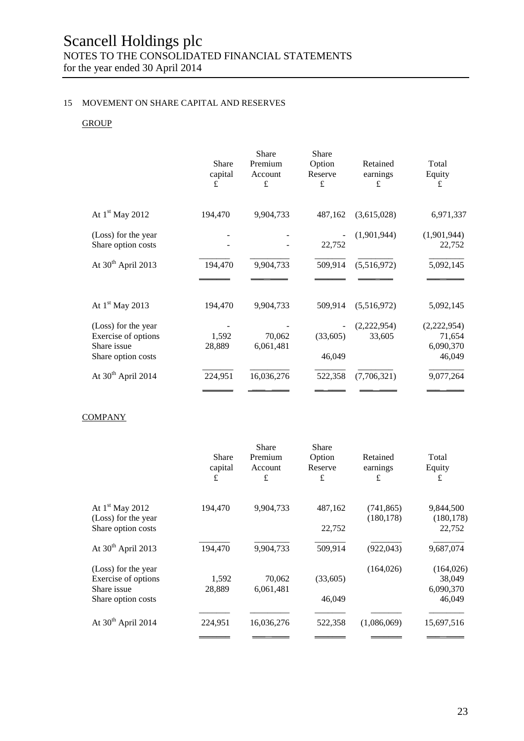## 15 MOVEMENT ON SHARE CAPITAL AND RESERVES

### GROUP

| | Share capital £ | Share Premium Account £ | Share Option Reserve £ | Retained earnings £ | Total Equity £ |
|---|---|---|---|---|---|
| At 1st May 2012 | 194,470 | 9,904,733 | 487,162 | (3,615,028) | 6,971,337 |
| (Loss) for the year | - | - | - | (1,901,944) | (1,901,944) |
| Share option costs | - | - | 22,752 | | 22,752 |
| At 30th April 2013 | 194,470 | 9,904,733 | 509,914 | (5,516,972) | 5,092,145 |
| | | | | | |
| At 1st May 2013 | 194,470 | 9,904,733 | 509,914 | (5,516,972) | 5,092,145 |
| (Loss) for the year | - | - | - | (2,222,954) | (2,222,954) |
| Exercise of options | 1,592 | 70,062 | (33,605) | 33,605 | 71,654 |
| Share issue | 28,889 | 6,061,481 | | | 6,090,370 |
| Share option costs | | | 46,049 | | 46,049 |
| At 30th April 2014 | 224,951 | 16,036,276 | 522,358 | (7,706,321) | 9,077,264 |

### COMPANY

| | Share capital £ | Share Premium Account £ | Share Option Reserve £ | Retained earnings £ | Total Equity £ |
|---|---|---|---|---|---|
| At 1st May 2012 | 194,470 | 9,904,733 | 487,162 | (741,865) | 9,844,500 |
| (Loss) for the year | | | | (180,178) | (180,178) |
| Share option costs | | | 22,752 | | 22,752 |
| At 30th April 2013 | 194,470 | 9,904,733 | 509,914 | (922,043) | 9,687,074 |
| (Loss) for the year | | | | (164,026) | (164,026) |
| Exercise of options | 1,592 | 70,062 | (33,605) | | 38,049 |
| Share issue | 28,889 | 6,061,481 | | | 6,090,370 |
| Share option costs | | | 46,049 | | 46,049 |
| At 30th April 2014 | 224,951 | 16,036,276 | 522,358 | (1,086,069) | 15,697,516 |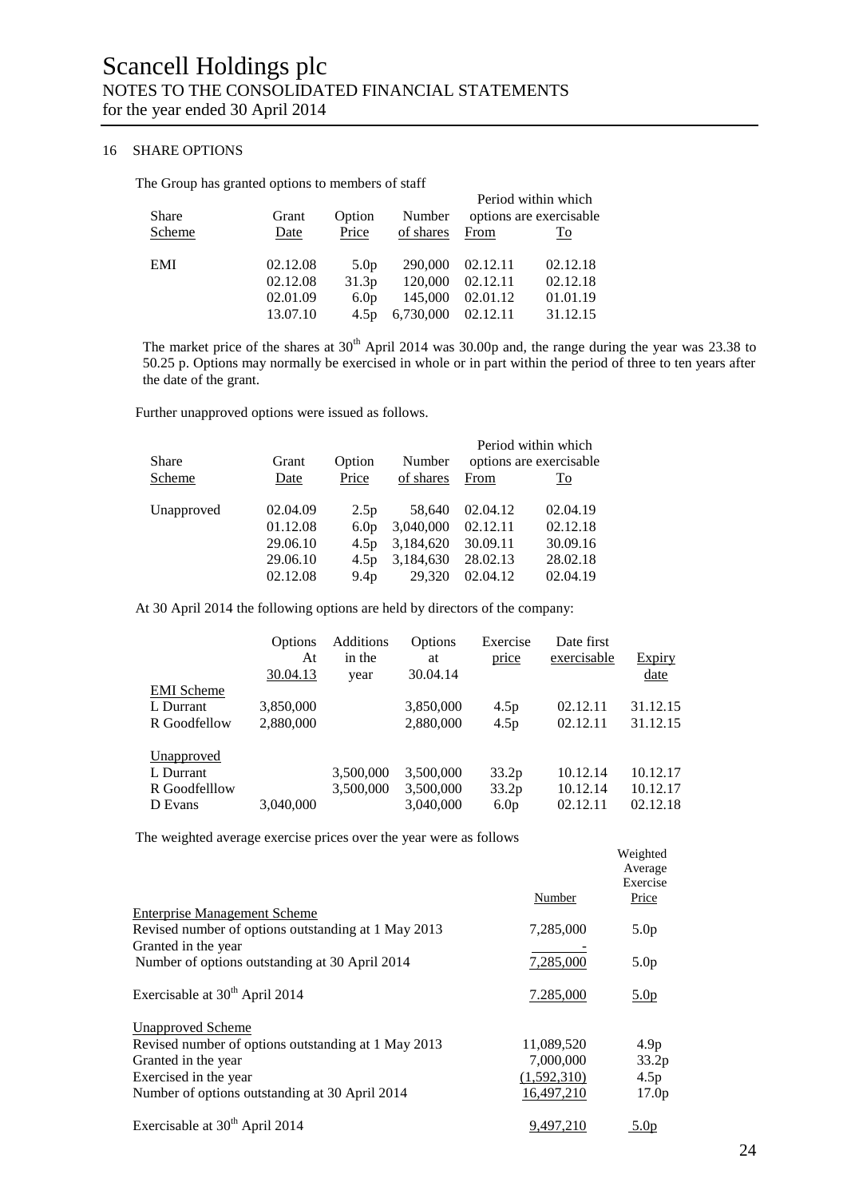Scancell Holdings plc
NOTES TO THE CONSOLIDATED FINANCIAL STATEMENTS
for the year ended 30 April 2014

## 16 SHARE OPTIONS

The Group has granted options to members of staff

| Share Scheme | Grant Date | Option Price | Number of shares | Period within which options are exercisable From | To |
|---|---|---|---|---|---|
| EMI | 02.12.08 | 5.0p | 290,000 | 02.12.11 | 02.12.18 |
| | 02.12.08 | 31.3p | 120,000 | 02.12.11 | 02.12.18 |
| | 02.01.09 | 6.0p | 145,000 | 02.01.12 | 01.01.19 |
| | 13.07.10 | 4.5p | 6,730,000 | 02.12.11 | 31.12.15 |

The market price of the shares at 30th April 2014 was 30.00p and, the range during the year was 23.38 to 50.25 p. Options may normally be exercised in whole or in part within the period of three to ten years after the date of the grant.

Further unapproved options were issued as follows.

| Share Scheme | Grant Date | Option Price | Number of shares | Period within which options are exercisable From | To |
|---|---|---|---|---|---|
| Unapproved | 02.04.09 | 2.5p | 58,640 | 02.04.12 | 02.04.19 |
| | 01.12.08 | 6.0p | 3,040,000 | 02.12.11 | 02.12.18 |
| | 29.06.10 | 4.5p | 3,184,620 | 30.09.11 | 30.09.16 |
| | 29.06.10 | 4.5p | 3,184,630 | 28.02.13 | 28.02.18 |
| | 02.12.08 | 9.4p | 29,320 | 02.04.12 | 02.04.19 |

At 30 April 2014 the following options are held by directors of the company:

| | Options At 30.04.13 | Additions in the year | Options at 30.04.14 | Exercise price | Date first exercisable | Expiry date |
|---|---|---|---|---|---|---|
| EMI Scheme | | | | | | |
| L Durrant | 3,850,000 | | 3,850,000 | 4.5p | 02.12.11 | 31.12.15 |
| R Goodfellow | 2,880,000 | | 2,880,000 | 4.5p | 02.12.11 | 31.12.15 |
| Unapproved | | | | | | |
| L Durrant | | 3,500,000 | 3,500,000 | 33.2p | 10.12.14 | 10.12.17 |
| R Goodfelllow | | 3,500,000 | 3,500,000 | 33.2p | 10.12.14 | 10.12.17 |
| D Evans | 3,040,000 | | 3,040,000 | 6.0p | 02.12.11 | 02.12.18 |

The weighted average exercise prices over the year were as follows

| | Number | Weighted Average Exercise Price |
|---|---|---|
| Enterprise Management Scheme | | |
| Revised number of options outstanding at 1 May 2013 | 7,285,000 | 5.0p |
| Granted in the year | - | |
| Number of options outstanding at 30 April 2014 | 7,285,000 | 5.0p |
| Exercisable at 30th April 2014 | 7.285,000 | 5.0p |
| Unapproved Scheme | | |
| Revised number of options outstanding at 1 May 2013 | 11,089,520 | 4.9p |
| Granted in the year | 7,000,000 | 33.2p |
| Exercised in the year | (1,592,310) | 4.5p |
| Number of options outstanding at 30 April 2014 | 16,497,210 | 17.0p |
| Exercisable at 30th April 2014 | 9,497,210 | 5.0p |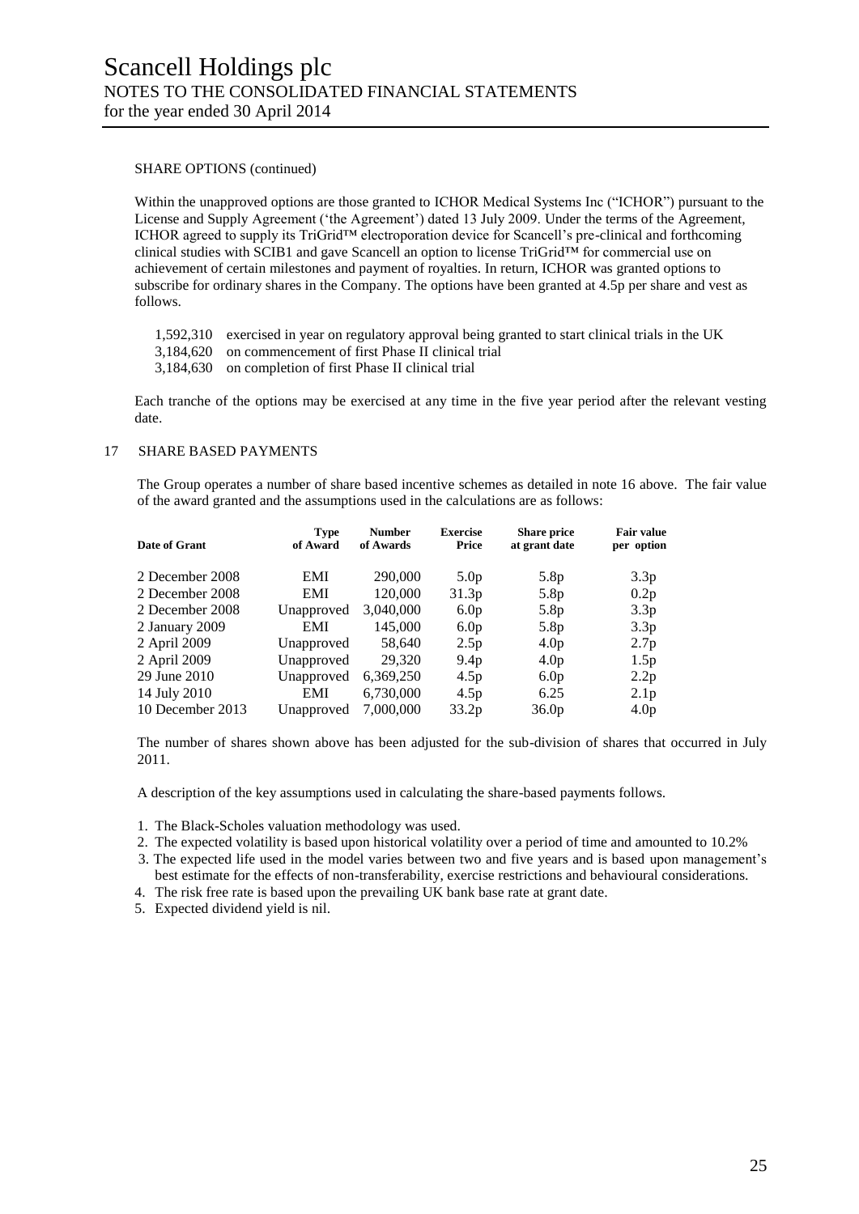SHARE OPTIONS (continued)

Within the unapproved options are those granted to ICHOR Medical Systems Inc ("ICHOR") pursuant to the License and Supply Agreement ('the Agreement') dated 13 July 2009. Under the terms of the Agreement, ICHOR agreed to supply its TriGrid™ electroporation device for Scancell's pre-clinical and forthcoming clinical studies with SCIB1 and gave Scancell an option to license TriGrid™ for commercial use on achievement of certain milestones and payment of royalties. In return, ICHOR was granted options to subscribe for ordinary shares in the Company. The options have been granted at 4.5p per share and vest as follows.

| | |
|---|---|
| 1,592,310 | exercised in year on regulatory approval being granted to start clinical trials in the UK |
| 3,184,620 | on commencement of first Phase II clinical trial |
| 3,184,630 | on completion of first Phase II clinical trial |

Each tranche of the options may be exercised at any time in the five year period after the relevant vesting date.

## 17 SHARE BASED PAYMENTS

The Group operates a number of share based incentive schemes as detailed in note 16 above. The fair value of the award granted and the assumptions used in the calculations are as follows:

| Date of Grant | Type of Award | Number of Awards | Exercise Price | Share price at grant date | Fair value per option |
|---|---|---|---|---|---|
| 2 December 2008 | EMI | 290,000 | 5.0p | 5.8p | 3.3p |
| 2 December 2008 | EMI | 120,000 | 31.3p | 5.8p | 0.2p |
| 2 December 2008 | Unapproved | 3,040,000 | 6.0p | 5.8p | 3.3p |
| 2 January 2009 | EMI | 145,000 | 6.0p | 5.8p | 3.3p |
| 2 April 2009 | Unapproved | 58,640 | 2.5p | 4.0p | 2.7p |
| 2 April 2009 | Unapproved | 29,320 | 9.4p | 4.0p | 1.5p |
| 29 June 2010 | Unapproved | 6,369,250 | 4.5p | 6.0p | 2.2p |
| 14 July 2010 | EMI | 6,730,000 | 4.5p | 6.25 | 2.1p |
| 10 December 2013 | Unapproved | 7,000,000 | 33.2p | 36.0p | 4.0p |

The number of shares shown above has been adjusted for the sub-division of shares that occurred in July 2011.

A description of the key assumptions used in calculating the share-based payments follows.

1. The Black-Scholes valuation methodology was used.
2. The expected volatility is based upon historical volatility over a period of time and amounted to 10.2%
3. The expected life used in the model varies between two and five years and is based upon management's best estimate for the effects of non-transferability, exercise restrictions and behavioural considerations.
4. The risk free rate is based upon the prevailing UK bank base rate at grant date.
5. Expected dividend yield is nil.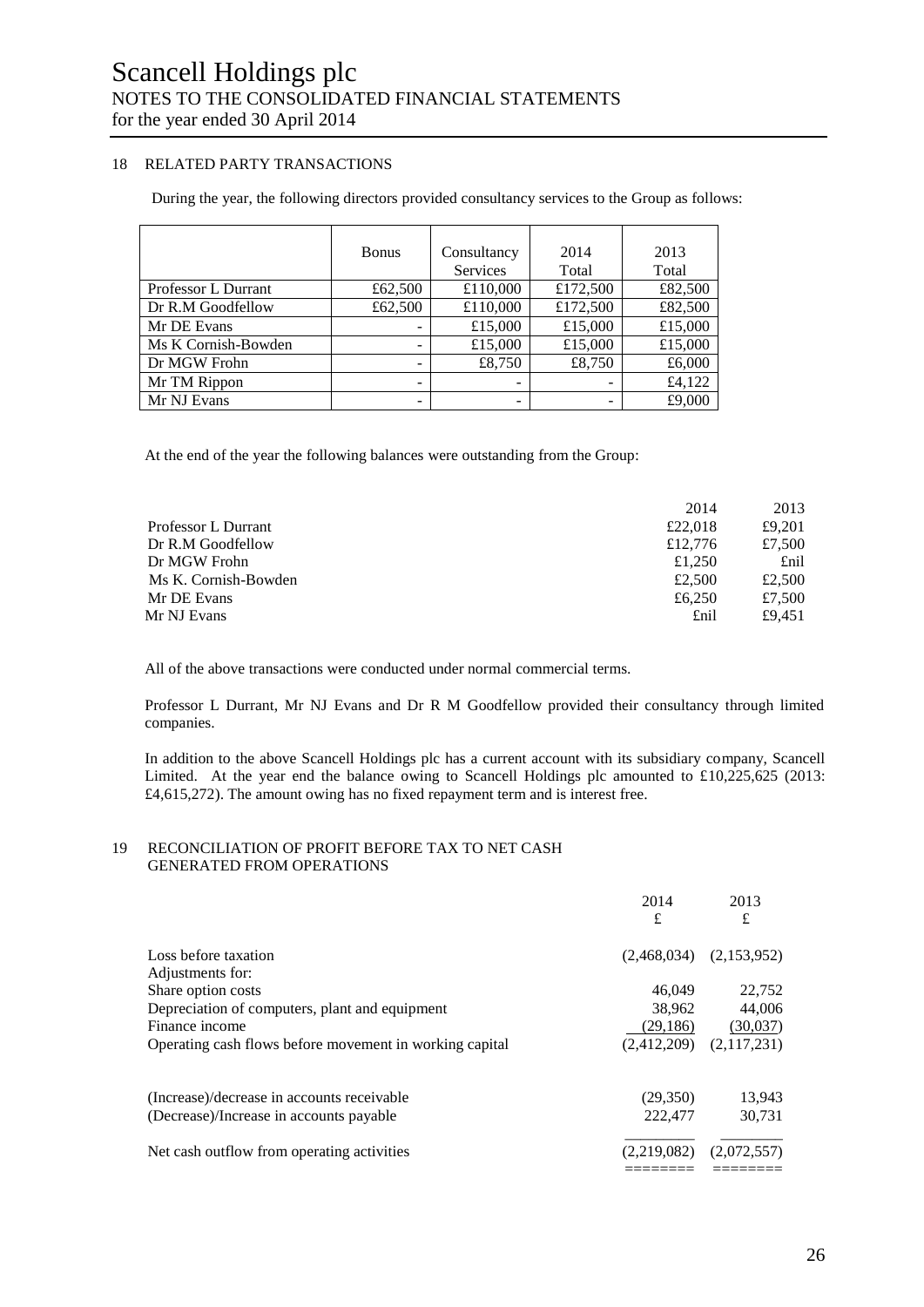# Scancell Holdings plc

## NOTES TO THE CONSOLIDATED FINANCIAL STATEMENTS

for the year ended 30 April 2014

### 18 RELATED PARTY TRANSACTIONS

During the year, the following directors provided consultancy services to the Group as follows:

| | Bonus | Consultancy Services | 2014 Total | 2013 Total |
|---|---|---|---|---|
| Professor L Durrant | £62,500 | £110,000 | £172,500 | £82,500 |
| Dr R.M Goodfellow | £62,500 | £110,000 | £172,500 | £82,500 |
| Mr DE Evans | - | £15,000 | £15,000 | £15,000 |
| Ms K Cornish-Bowden | - | £15,000 | £15,000 | £15,000 |
| Dr MGW Frohn | - | £8,750 | £8,750 | £6,000 |
| Mr TM Rippon | - | - | - | £4,122 |
| Mr NJ Evans | - | - | - | £9,000 |

At the end of the year the following balances were outstanding from the Group:

| | 2014 | 2013 |
|---|---|---|
| Professor L Durrant | £22,018 | £9,201 |
| Dr R.M Goodfellow | £12,776 | £7,500 |
| Dr MGW Frohn | £1,250 | £nil |
| Ms K. Cornish-Bowden | £2,500 | £2,500 |
| Mr DE Evans | £6,250 | £7,500 |
| Mr NJ Evans | £nil | £9,451 |

All of the above transactions were conducted under normal commercial terms.

Professor L Durrant, Mr NJ Evans and Dr R M Goodfellow provided their consultancy through limited companies.

In addition to the above Scancell Holdings plc has a current account with its subsidiary company, Scancell Limited. At the year end the balance owing to Scancell Holdings plc amounted to £10,225,625 (2013: £4,615,272). The amount owing has no fixed repayment term and is interest free.

### 19 RECONCILIATION OF PROFIT BEFORE TAX TO NET CASH GENERATED FROM OPERATIONS

| | 2014 £ | 2013 £ |
|---|---|---|
| Loss before taxation | (2,468,034) | (2,153,952) |
| Adjustments for: | | |
| Share option costs | 46,049 | 22,752 |
| Depreciation of computers, plant and equipment | 38,962 | 44,006 |
| Finance income | (29,186) | (30,037) |
| Operating cash flows before movement in working capital | (2,412,209) | (2,117,231) |
| | | |
| (Increase)/decrease in accounts receivable | (29,350) | 13,943 |
| (Decrease)/Increase in accounts payable | 222,477 | 30,731 |
| | | |
| Net cash outflow from operating activities | (2,219,082) | (2,072,557) |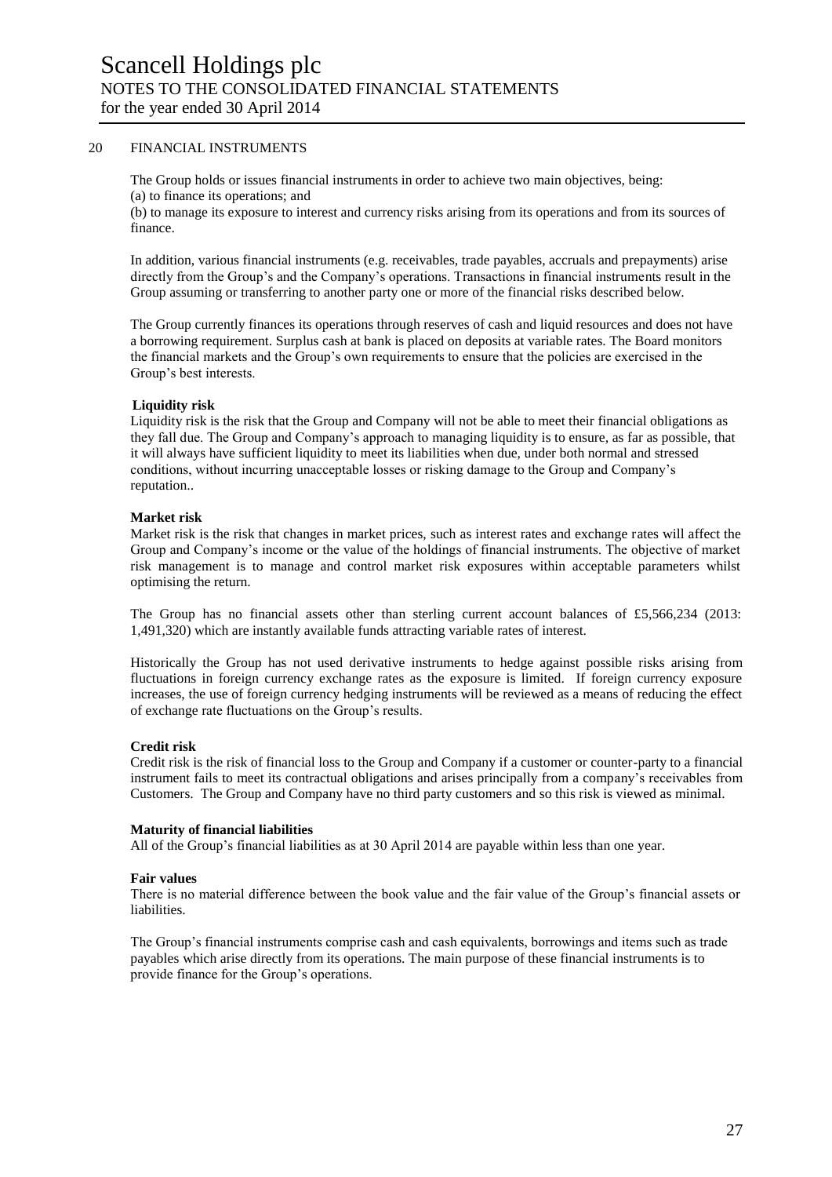# Scancell Holdings plc

## NOTES TO THE CONSOLIDATED FINANCIAL STATEMENTS

for the year ended 30 April 2014

### 20 FINANCIAL INSTRUMENTS

The Group holds or issues financial instruments in order to achieve two main objectives, being:
(a) to finance its operations; and
(b) to manage its exposure to interest and currency risks arising from its operations and from its sources of finance.

In addition, various financial instruments (e.g. receivables, trade payables, accruals and prepayments) arise directly from the Group's and the Company's operations. Transactions in financial instruments result in the Group assuming or transferring to another party one or more of the financial risks described below.

The Group currently finances its operations through reserves of cash and liquid resources and does not have a borrowing requirement. Surplus cash at bank is placed on deposits at variable rates. The Board monitors the financial markets and the Group's own requirements to ensure that the policies are exercised in the Group's best interests.

**Liquidity risk**
Liquidity risk is the risk that the Group and Company will not be able to meet their financial obligations as they fall due. The Group and Company's approach to managing liquidity is to ensure, as far as possible, that it will always have sufficient liquidity to meet its liabilities when due, under both normal and stressed conditions, without incurring unacceptable losses or risking damage to the Group and Company's reputation..

**Market risk**
Market risk is the risk that changes in market prices, such as interest rates and exchange rates will affect the Group and Company's income or the value of the holdings of financial instruments. The objective of market risk management is to manage and control market risk exposures within acceptable parameters whilst optimising the return.

The Group has no financial assets other than sterling current account balances of £5,566,234 (2013: 1,491,320) which are instantly available funds attracting variable rates of interest.

Historically the Group has not used derivative instruments to hedge against possible risks arising from fluctuations in foreign currency exchange rates as the exposure is limited. If foreign currency exposure increases, the use of foreign currency hedging instruments will be reviewed as a means of reducing the effect of exchange rate fluctuations on the Group's results.

**Credit risk**
Credit risk is the risk of financial loss to the Group and Company if a customer or counter-party to a financial instrument fails to meet its contractual obligations and arises principally from a company's receivables from Customers. The Group and Company have no third party customers and so this risk is viewed as minimal.

**Maturity of financial liabilities**
All of the Group's financial liabilities as at 30 April 2014 are payable within less than one year.

**Fair values**
There is no material difference between the book value and the fair value of the Group's financial assets or liabilities.

The Group's financial instruments comprise cash and cash equivalents, borrowings and items such as trade payables which arise directly from its operations. The main purpose of these financial instruments is to provide finance for the Group's operations.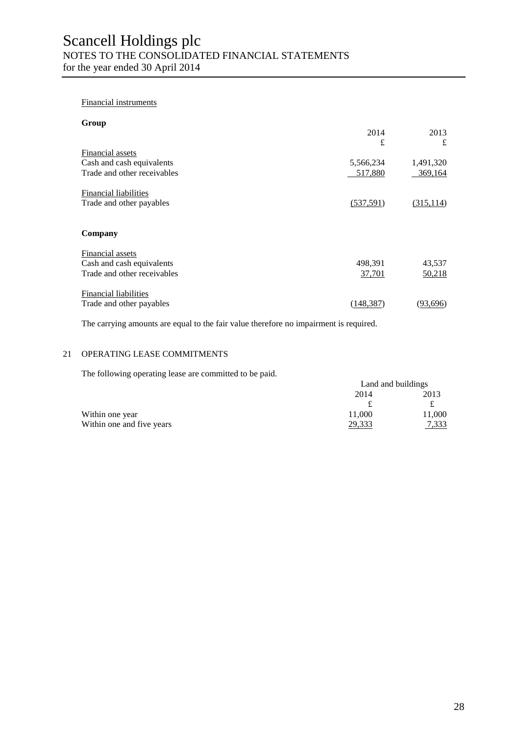Financial instruments

**Group**

| | 2014 | 2013 |
|---|---|---|
| | £ | £ |
| Financial assets | | |
| Cash and cash equivalents | 5,566,234 | 1,491,320 |
| Trade and other receivables | 517,880 | 369,164 |
| | | |
| Financial liabilities | | |
| Trade and other payables | (537,591) | (315,114) |

**Company**

| | 2014 | 2013 |
|---|---|---|
| Financial assets | | |
| Cash and cash equivalents | 498,391 | 43,537 |
| Trade and other receivables | 37,701 | 50,218 |
| | | |
| Financial liabilities | | |
| Trade and other payables | (148,387) | (93,696) |

The carrying amounts are equal to the fair value therefore no impairment is required.

## 21 OPERATING LEASE COMMITMENTS

The following operating lease are committed to be paid.

| | Land and buildings | |
|---|---|---|
| | 2014 | 2013 |
| | £ | £ |
| Within one year | 11,000 | 11,000 |
| Within one and five years | 29,333 | 7,333 |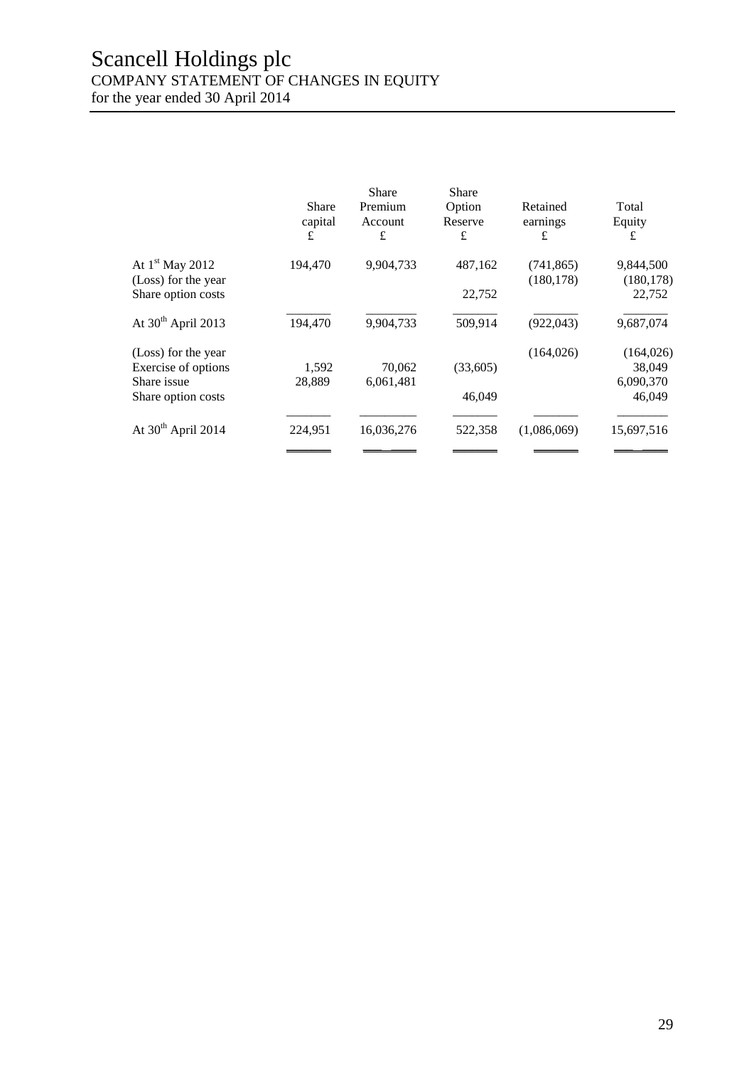# Scancell Holdings plc

COMPANY STATEMENT OF CHANGES IN EQUITY

for the year ended 30 April 2014

| | Share capital £ | Share Premium Account £ | Share Option Reserve £ | Retained earnings £ | Total Equity £ |
|---|---|---|---|---|---|
| At 1st May 2012 | 194,470 | 9,904,733 | 487,162 | (741,865) | 9,844,500 |
| (Loss) for the year | | | | (180,178) | (180,178) |
| Share option costs | | | 22,752 | | 22,752 |
| At 30th April 2013 | 194,470 | 9,904,733 | 509,914 | (922,043) | 9,687,074 |
| (Loss) for the year | | | | (164,026) | (164,026) |
| Exercise of options | 1,592 | 70,062 | (33,605) | | 38,049 |
| Share issue | 28,889 | 6,061,481 | | | 6,090,370 |
| Share option costs | | | 46,049 | | 46,049 |
| At 30th April 2014 | 224,951 | 16,036,276 | 522,358 | (1,086,069) | 15,697,516 |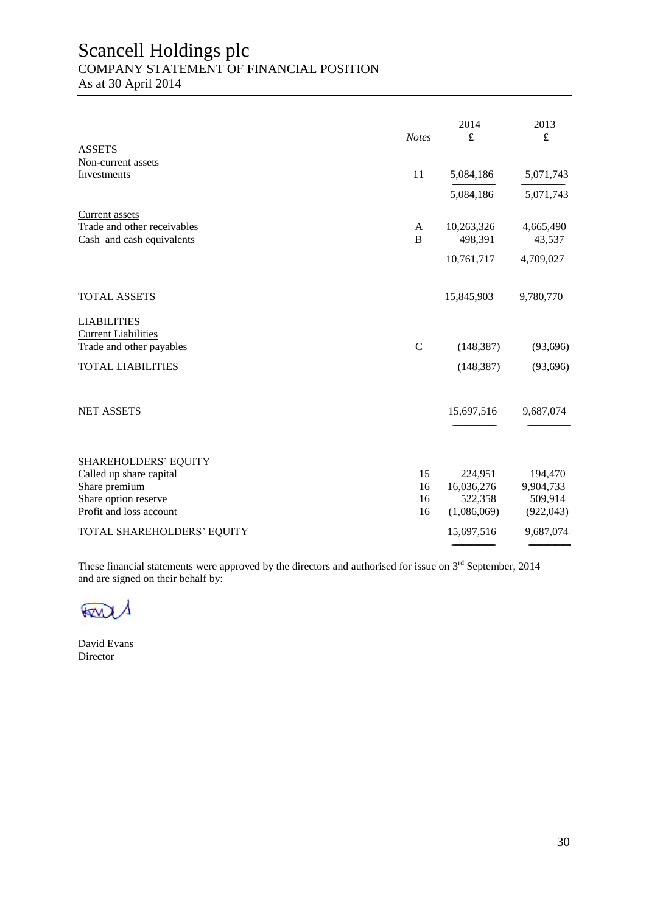# Scancell Holdings plc

## COMPANY STATEMENT OF FINANCIAL POSITION

As at 30 April 2014

| | Notes | 2014 £ | 2013 £ |
|---|---|---|---|
| **ASSETS** | | | |
| Non-current assets | | | |
| Investments | 11 | 5,084,186 | 5,071,743 |
| | | 5,084,186 | 5,071,743 |
| Current assets | | | |
| Trade and other receivables | A | 10,263,326 | 4,665,490 |
| Cash and cash equivalents | B | 498,391 | 43,537 |
| | | 10,761,717 | 4,709,027 |
| TOTAL ASSETS | | 15,845,903 | 9,780,770 |
| **LIABILITIES** | | | |
| Current Liabilities | | | |
| Trade and other payables | C | (148,387) | (93,696) |
| TOTAL LIABILITIES | | (148,387) | (93,696) |
| NET ASSETS | | 15,697,516 | 9,687,074 |
| **SHAREHOLDERS' EQUITY** | | | |
| Called up share capital | 15 | 224,951 | 194,470 |
| Share premium | 16 | 16,036,276 | 9,904,733 |
| Share option reserve | 16 | 522,358 | 509,914 |
| Profit and loss account | 16 | (1,086,069) | (922,043) |
| TOTAL SHAREHOLDERS' EQUITY | | 15,697,516 | 9,687,074 |

These financial statements were approved by the directors and authorised for issue on 3rd September, 2014 and are signed on their behalf by:

David Evans
Director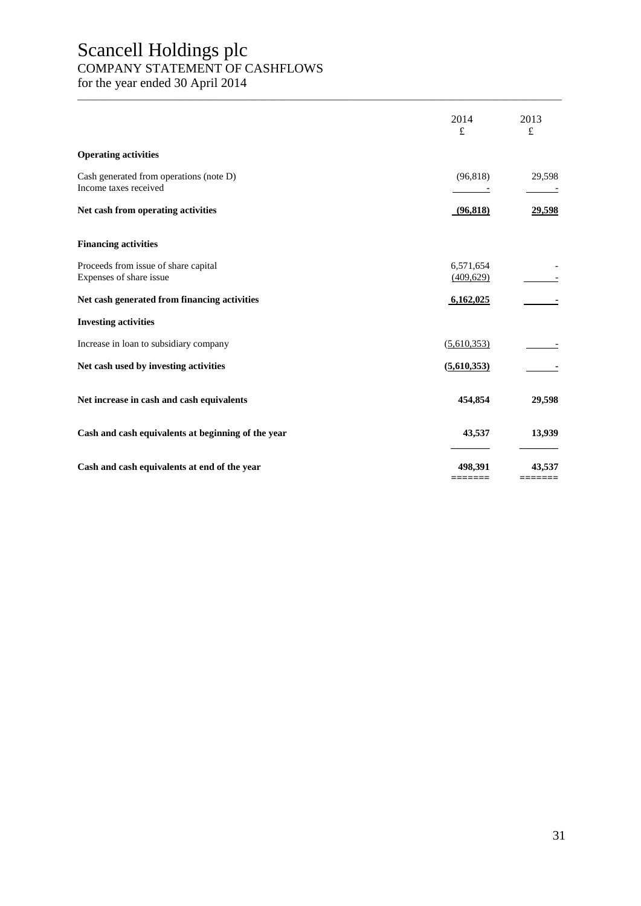# Scancell Holdings plc

## COMPANY STATEMENT OF CASHFLOWS

for the year ended 30 April 2014

| | 2014 £ | 2013 £ |
|---|---|---|
| **Operating activities** | | |
| Cash generated from operations (note D) | (96,818) | 29,598 |
| Income taxes received | - | - |
| **Net cash from operating activities** | **(96,818)** | **29,598** |
| **Financing activities** | | |
| Proceeds from issue of share capital | 6,571,654 | - |
| Expenses of share issue | (409,629) | - |
| **Net cash generated from financing activities** | **6,162,025** | **-** |
| **Investing activities** | | |
| Increase in loan to subsidiary company | (5,610,353) | - |
| **Net cash used by investing activities** | **(5,610,353)** | **-** |
| **Net increase in cash and cash equivalents** | **454,854** | **29,598** |
| **Cash and cash equivalents at beginning of the year** | **43,537** | **13,939** |
| **Cash and cash equivalents at end of the year** | **498,391** | **43,537** |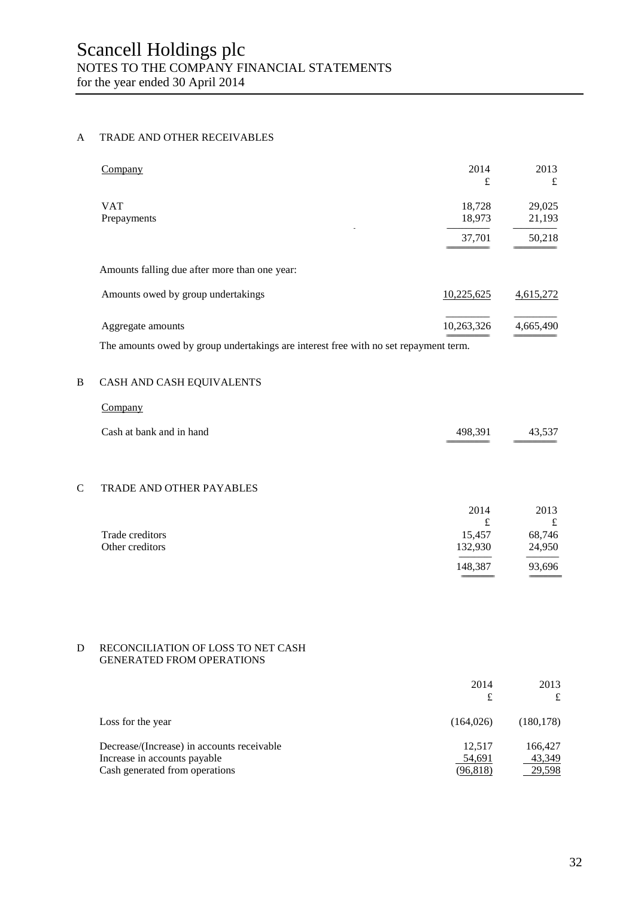# Scancell Holdings plc

NOTES TO THE COMPANY FINANCIAL STATEMENTS
for the year ended 30 April 2014

## A TRADE AND OTHER RECEIVABLES

| Company | 2014 £ | 2013 £ |
|---|---|---|
| VAT | 18,728 | 29,025 |
| Prepayments | 18,973 | 21,193 |
| | 37,701 | 50,218 |
| Amounts falling due after more than one year: | | |
| Amounts owed by group undertakings | 10,225,625 | 4,615,272 |
| Aggregate amounts | 10,263,326 | 4,665,490 |

The amounts owed by group undertakings are interest free with no set repayment term.

## B CASH AND CASH EQUIVALENTS

| Company | | |
|---|---|---|
| Cash at bank and in hand | 498,391 | 43,537 |

## C TRADE AND OTHER PAYABLES

| | 2014 £ | 2013 £ |
|---|---|---|
| Trade creditors | 15,457 | 68,746 |
| Other creditors | 132,930 | 24,950 |
| | 148,387 | 93,696 |

## D RECONCILIATION OF LOSS TO NET CASH GENERATED FROM OPERATIONS

| | 2014 £ | 2013 £ |
|---|---|---|
| Loss for the year | (164,026) | (180,178) |
| Decrease/(Increase) in accounts receivable | 12,517 | 166,427 |
| Increase in accounts payable | 54,691 | 43,349 |
| Cash generated from operations | (96,818) | 29,598 |